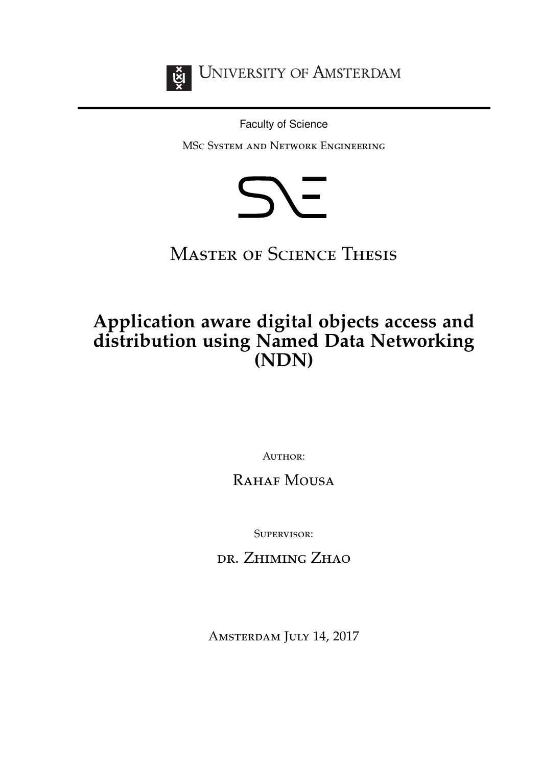University of Amsterdam

Faculty of Science

MSc System and Network Engineering

# Master of Science Thesis

## Application aware digital objects access and distribution using Named Data Networking (NDN)

Author:

Rahaf Mousa

Supervisor:

dr. Zhiming Zhao

Amsterdam July 14, 2017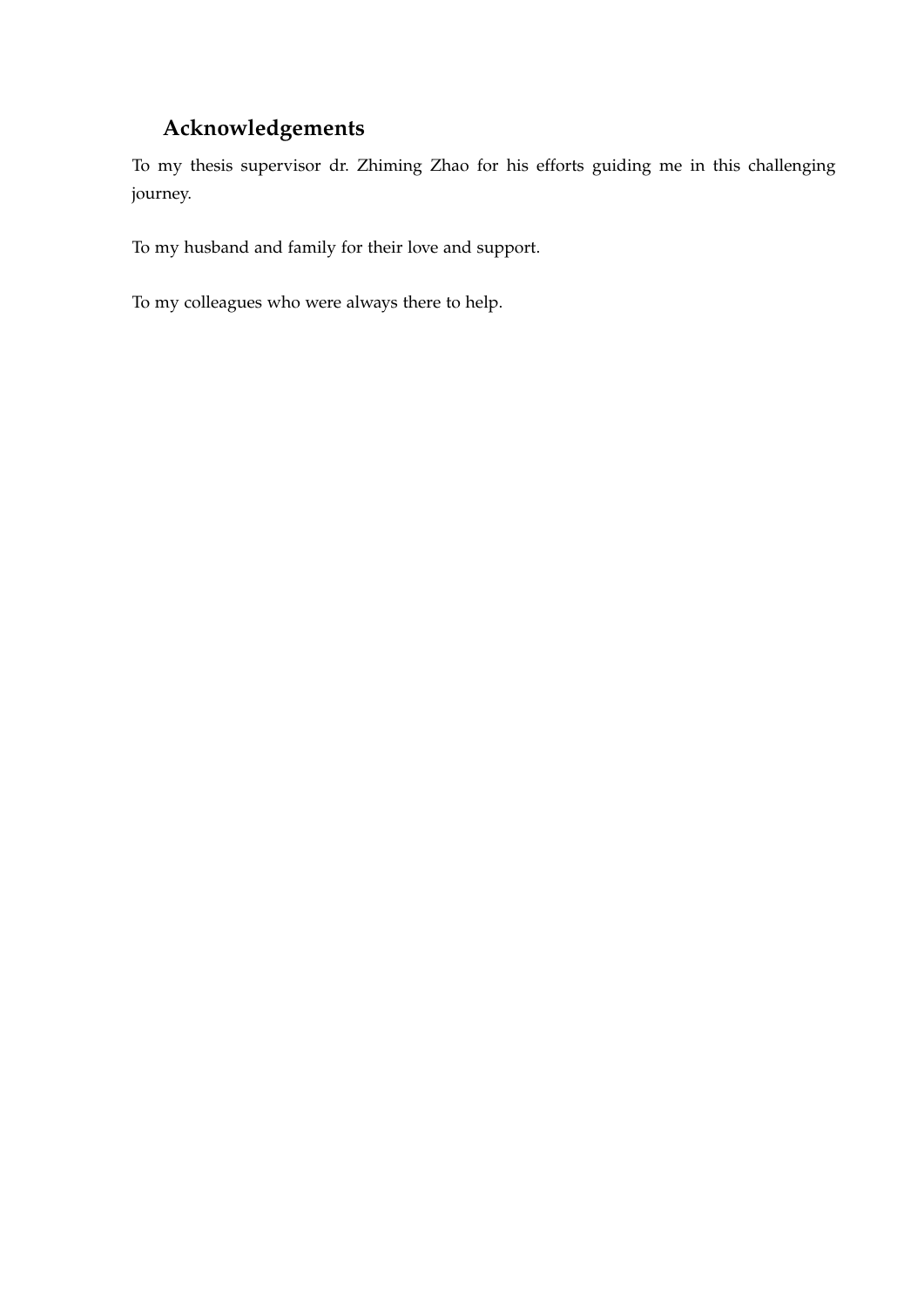## Acknowledgements

To my thesis supervisor dr. Zhiming Zhao for his efforts guiding me in this challenging journey.

To my husband and family for their love and support.

To my colleagues who were always there to help.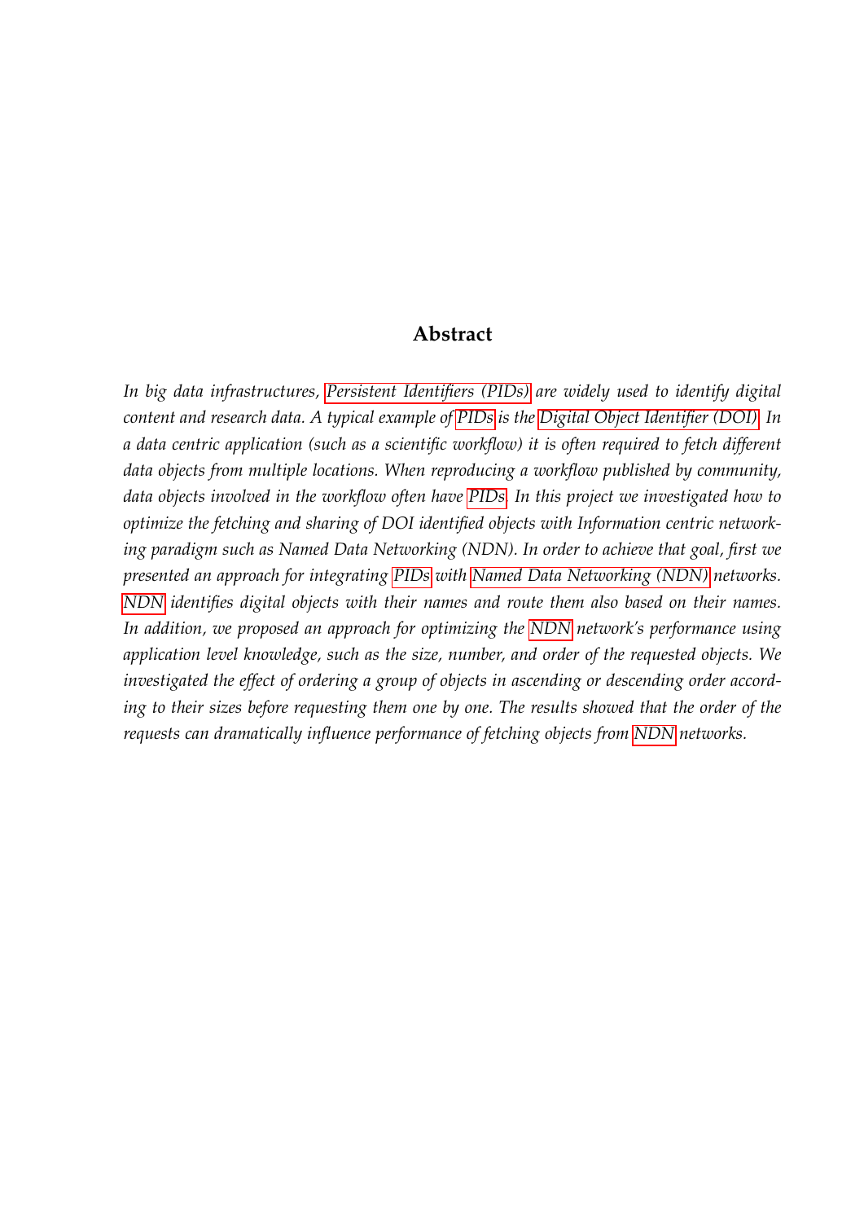## Abstract

*In big data infrastructures, Persistent Identifiers (PIDs) are widely used to identify digital content and research data. A typical example of PIDs is the Digital Object Identifier (DOI). In a data centric application (such as a scientific workflow) it is often required to fetch different data objects from multiple locations. When reproducing a workflow published by community, data objects involved in the workflow often have PIDs. In this project we investigated how to optimize the fetching and sharing of DOI identified objects with Information centric networking paradigm such as Named Data Networking (NDN). In order to achieve that goal, first we presented an approach for integrating PIDs with Named Data Networking (NDN) networks. NDN identifies digital objects with their names and route them also based on their names. In addition, we proposed an approach for optimizing the NDN network's performance using application level knowledge, such as the size, number, and order of the requested objects. We investigated the effect of ordering a group of objects in ascending or descending order according to their sizes before requesting them one by one. The results showed that the order of the requests can dramatically influence performance of fetching objects from NDN networks.*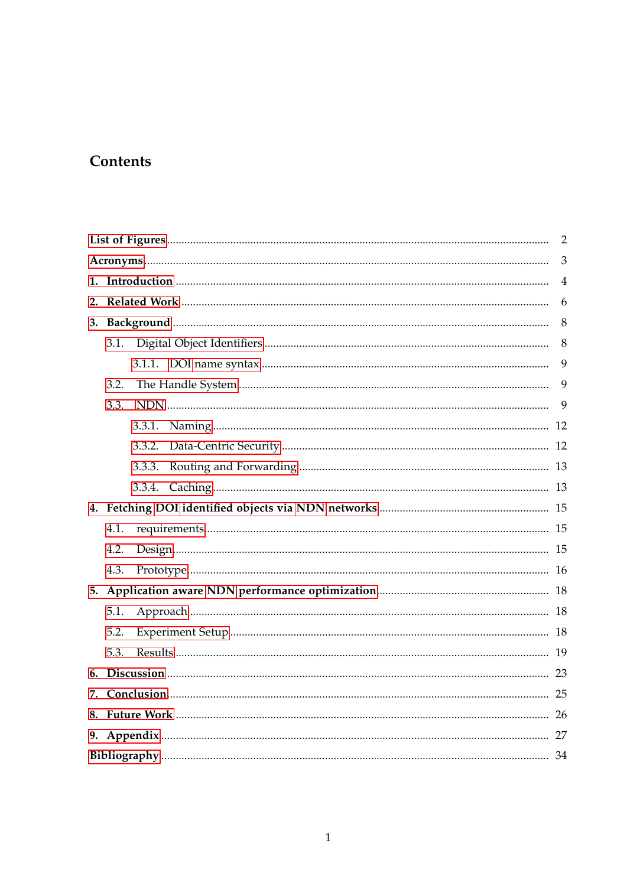# Contents

- List of Figures ..... 2
- Acronyms ..... 3
- 1. Introduction ..... 4
- 2. Related Work ..... 6
- 3. Background ..... 8
  - 3.1. Digital Object Identifiers ..... 8
    - 3.1.1. DOI name syntax ..... 9
  - 3.2. The Handle System ..... 9
  - 3.3. NDN ..... 9
    - 3.3.1. Naming ..... 12
    - 3.3.2. Data-Centric Security ..... 12
    - 3.3.3. Routing and Forwarding ..... 13
    - 3.3.4. Caching ..... 13
- 4. Fetching DOI identified objects via NDN networks ..... 15
  - 4.1. requirements ..... 15
  - 4.2. Design ..... 15
  - 4.3. Prototype ..... 16
- 5. Application aware NDN performance optimization ..... 18
  - 5.1. Approach ..... 18
  - 5.2. Experiment Setup ..... 18
  - 5.3. Results ..... 19
- 6. Discussion ..... 23
- 7. Conclusion ..... 25
- 8. Future Work ..... 26
- 9. Appendix ..... 27
- Bibliography ..... 34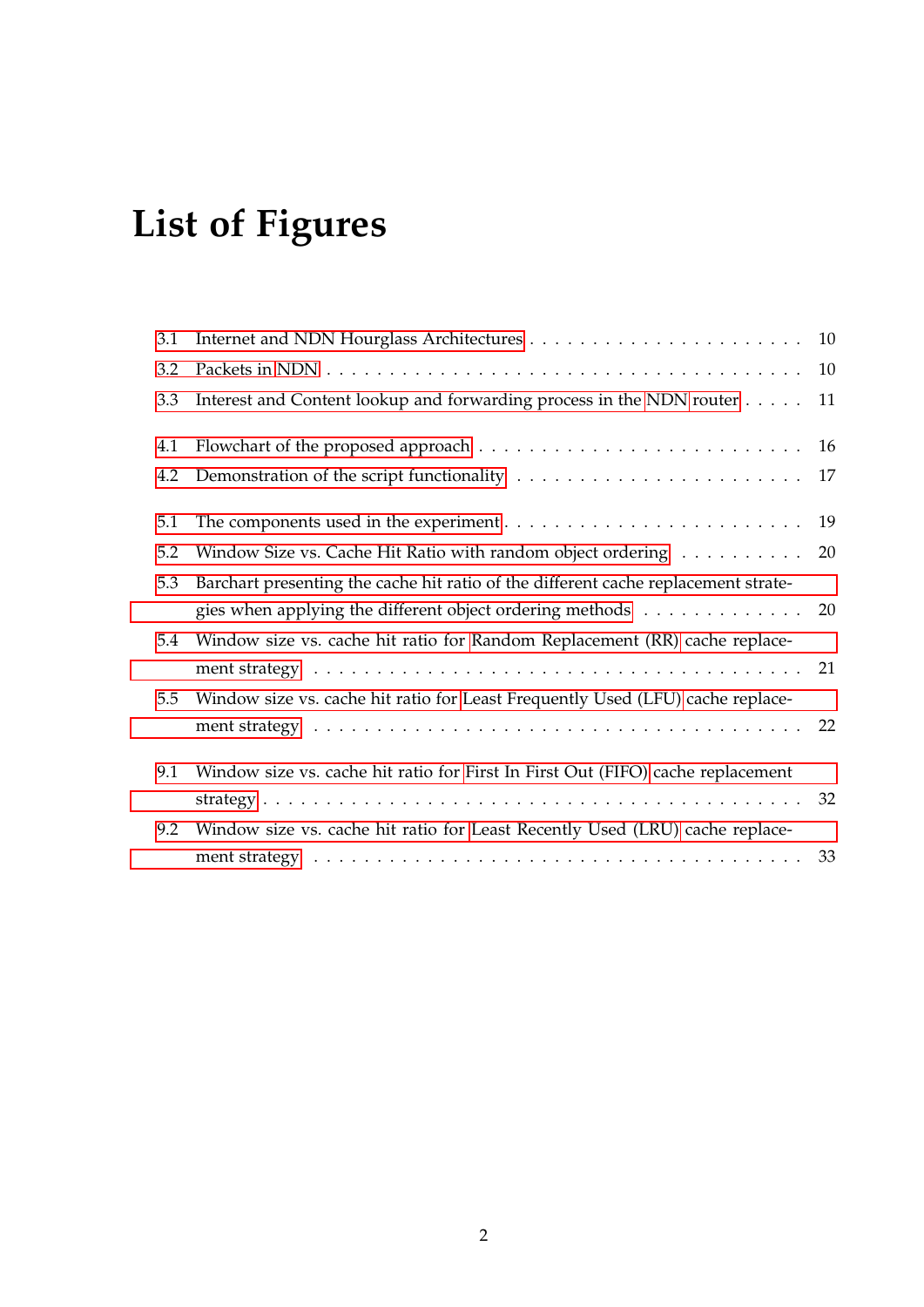# List of Figures

3.1 Internet and NDN Hourglass Architectures . . . . . . . . . . . . . . . . . . . . . . 10

3.2 Packets in NDN . . . . . . . . . . . . . . . . . . . . . . . . . . . . . . . . . . . . . 10

3.3 Interest and Content lookup and forwarding process in the NDN router . . . . . 11

4.1 Flowchart of the proposed approach . . . . . . . . . . . . . . . . . . . . . . . . . 16

4.2 Demonstration of the script functionality . . . . . . . . . . . . . . . . . . . . . . 17

5.1 The components used in the experiment . . . . . . . . . . . . . . . . . . . . . . . 19

5.2 Window Size vs. Cache Hit Ratio with random object ordering . . . . . . . . . . 20

5.3 Barchart presenting the cache hit ratio of the different cache replacement strategies when applying the different object ordering methods . . . . . . . . . . . . . 20

5.4 Window size vs. cache hit ratio for Random Replacement (RR) cache replacement strategy . . . . . . . . . . . . . . . . . . . . . . . . . . . . . . . . . . . . . . 21

5.5 Window size vs. cache hit ratio for Least Frequently Used (LFU) cache replacement strategy . . . . . . . . . . . . . . . . . . . . . . . . . . . . . . . . . . . . . 22

9.1 Window size vs. cache hit ratio for First In First Out (FIFO) cache replacement strategy . . . . . . . . . . . . . . . . . . . . . . . . . . . . . . . . . . . . . . . . 32

9.2 Window size vs. cache hit ratio for Least Recently Used (LRU) cache replacement strategy . . . . . . . . . . . . . . . . . . . . . . . . . . . . . . . . . . . . . 33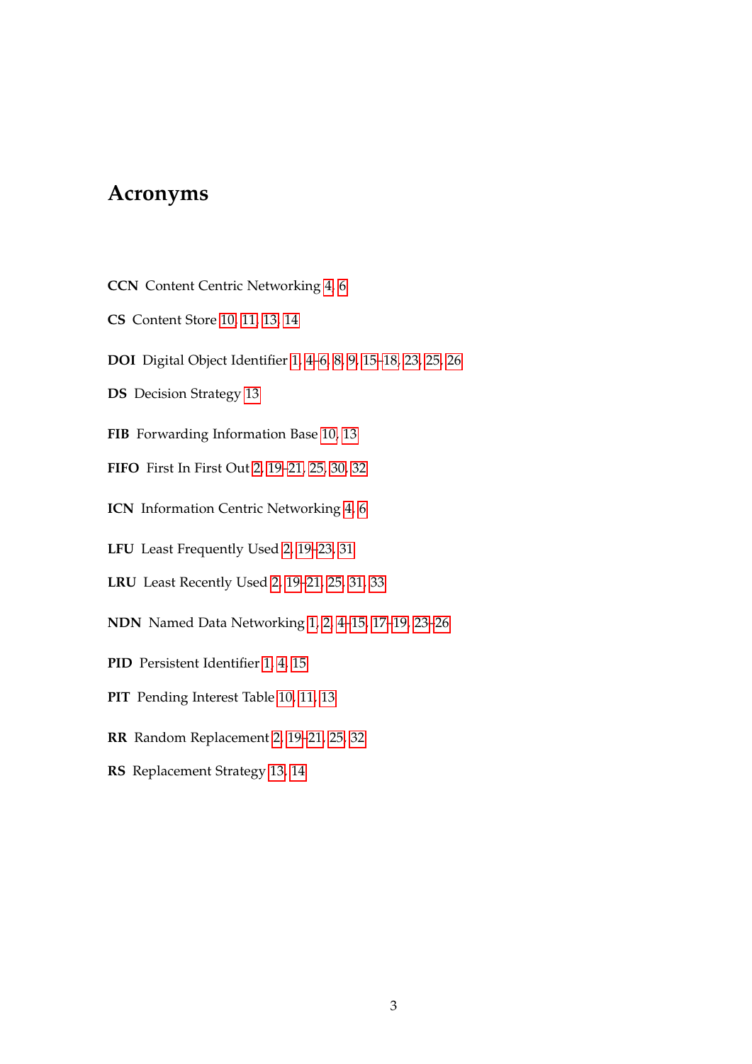# Acronyms

**CCN** Content Centric Networking 4, 6

**CS** Content Store 10, 11, 13, 14

**DOI** Digital Object Identifier 1, 4–6, 8, 9, 15–18, 23, 25, 26

**DS** Decision Strategy 13

**FIB** Forwarding Information Base 10, 13

**FIFO** First In First Out 2, 19–21, 25, 30, 32

**ICN** Information Centric Networking 4, 6

**LFU** Least Frequently Used 2, 19–23, 31

**LRU** Least Recently Used 2, 19–21, 25, 31, 33

**NDN** Named Data Networking 1, 2, 4–15, 17–19, 23–26

**PID** Persistent Identifier 1, 4, 15

**PIT** Pending Interest Table 10, 11, 13

**RR** Random Replacement 2, 19–21, 25, 32

**RS** Replacement Strategy 13, 14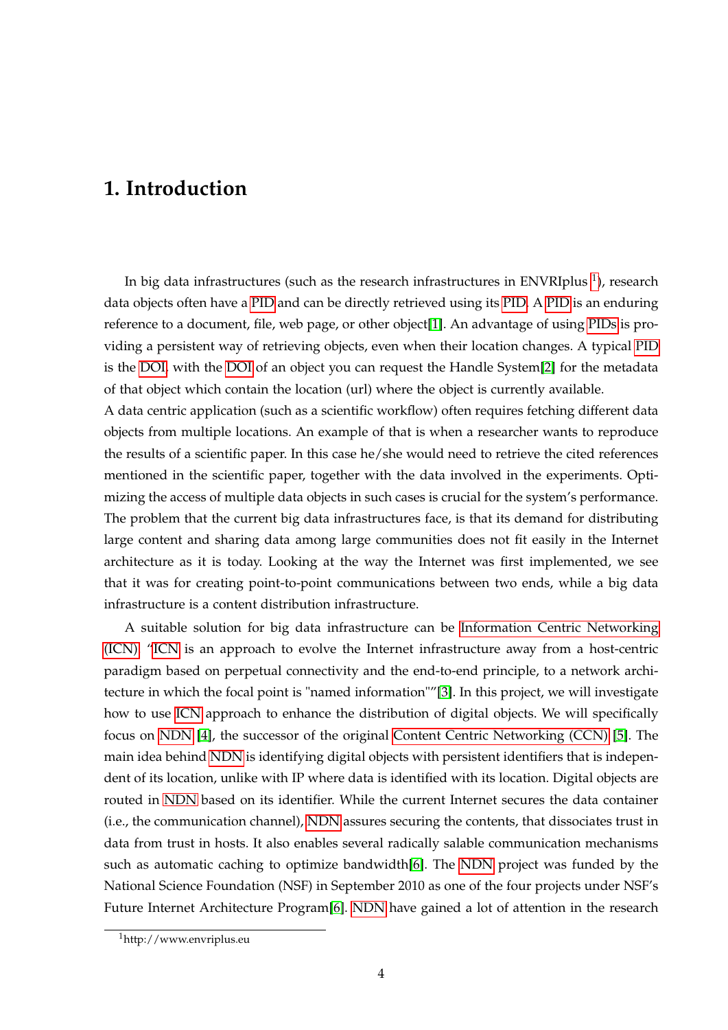# 1. Introduction

In big data infrastructures (such as the research infrastructures in ENVRIplus [1]), research data objects often have a PID and can be directly retrieved using its PID. A PID is an enduring reference to a document, file, web page, or other object[1]. An advantage of using PIDs is providing a persistent way of retrieving objects, even when their location changes. A typical PID is the DOI, with the DOI of an object you can request the Handle System[2] for the metadata of that object which contain the location (url) where the object is currently available.
A data centric application (such as a scientific workflow) often requires fetching different data objects from multiple locations. An example of that is when a researcher wants to reproduce the results of a scientific paper. In this case he/she would need to retrieve the cited references mentioned in the scientific paper, together with the data involved in the experiments. Optimizing the access of multiple data objects in such cases is crucial for the system's performance. The problem that the current big data infrastructures face, is that its demand for distributing large content and sharing data among large communities does not fit easily in the Internet architecture as it is today. Looking at the way the Internet was first implemented, we see that it was for creating point-to-point communications between two ends, while a big data infrastructure is a content distribution infrastructure.

A suitable solution for big data infrastructure can be Information Centric Networking (ICN). "ICN is an approach to evolve the Internet infrastructure away from a host-centric paradigm based on perpetual connectivity and the end-to-end principle, to a network architecture in which the focal point is "named information""[3]. In this project, we will investigate how to use ICN approach to enhance the distribution of digital objects. We will specifically focus on NDN [4], the successor of the original Content Centric Networking (CCN) [5]. The main idea behind NDN is identifying digital objects with persistent identifiers that is independent of its location, unlike with IP where data is identified with its location. Digital objects are routed in NDN based on its identifier. While the current Internet secures the data container (i.e., the communication channel), NDN assures securing the contents, that dissociates trust in data from trust in hosts. It also enables several radically salable communication mechanisms such as automatic caching to optimize bandwidth[6]. The NDN project was funded by the National Science Foundation (NSF) in September 2010 as one of the four projects under NSF's Future Internet Architecture Program[6]. NDN have gained a lot of attention in the research

[1] http://www.envriplus.eu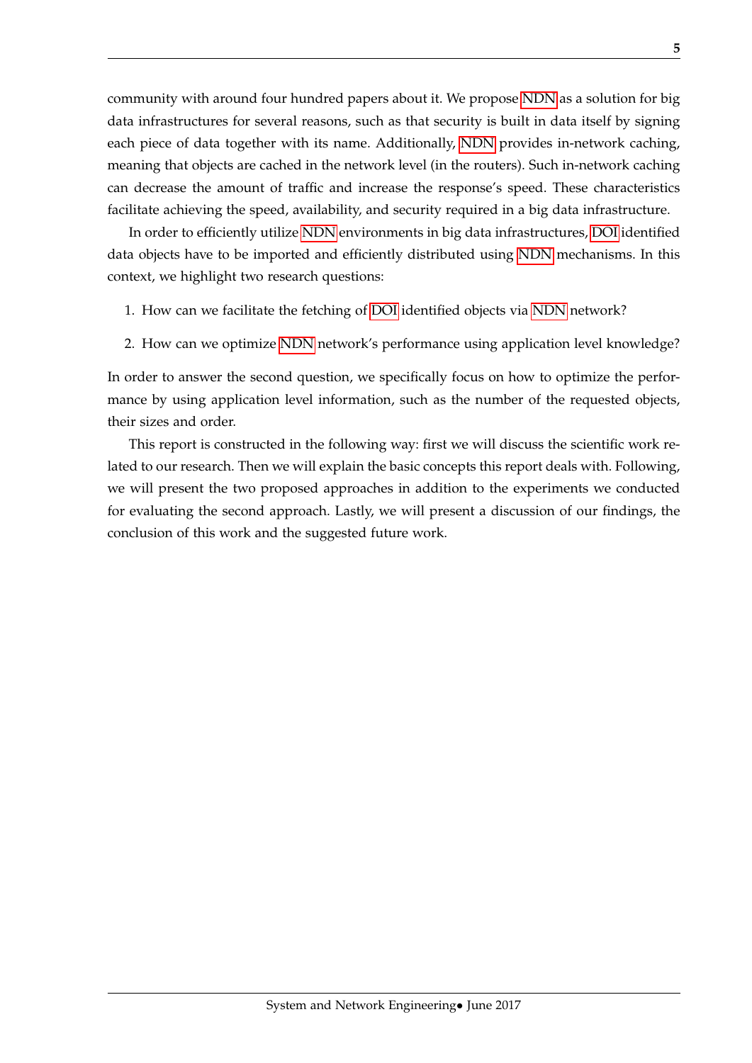community with around four hundred papers about it. We propose NDN as a solution for big data infrastructures for several reasons, such as that security is built in data itself by signing each piece of data together with its name. Additionally, NDN provides in-network caching, meaning that objects are cached in the network level (in the routers). Such in-network caching can decrease the amount of traffic and increase the response's speed. These characteristics facilitate achieving the speed, availability, and security required in a big data infrastructure.

In order to efficiently utilize NDN environments in big data infrastructures, DOI identified data objects have to be imported and efficiently distributed using NDN mechanisms. In this context, we highlight two research questions:

1. How can we facilitate the fetching of DOI identified objects via NDN network?
2. How can we optimize NDN network's performance using application level knowledge?

In order to answer the second question, we specifically focus on how to optimize the performance by using application level information, such as the number of the requested objects, their sizes and order.

This report is constructed in the following way: first we will discuss the scientific work related to our research. Then we will explain the basic concepts this report deals with. Following, we will present the two proposed approaches in addition to the experiments we conducted for evaluating the second approach. Lastly, we will present a discussion of our findings, the conclusion of this work and the suggested future work.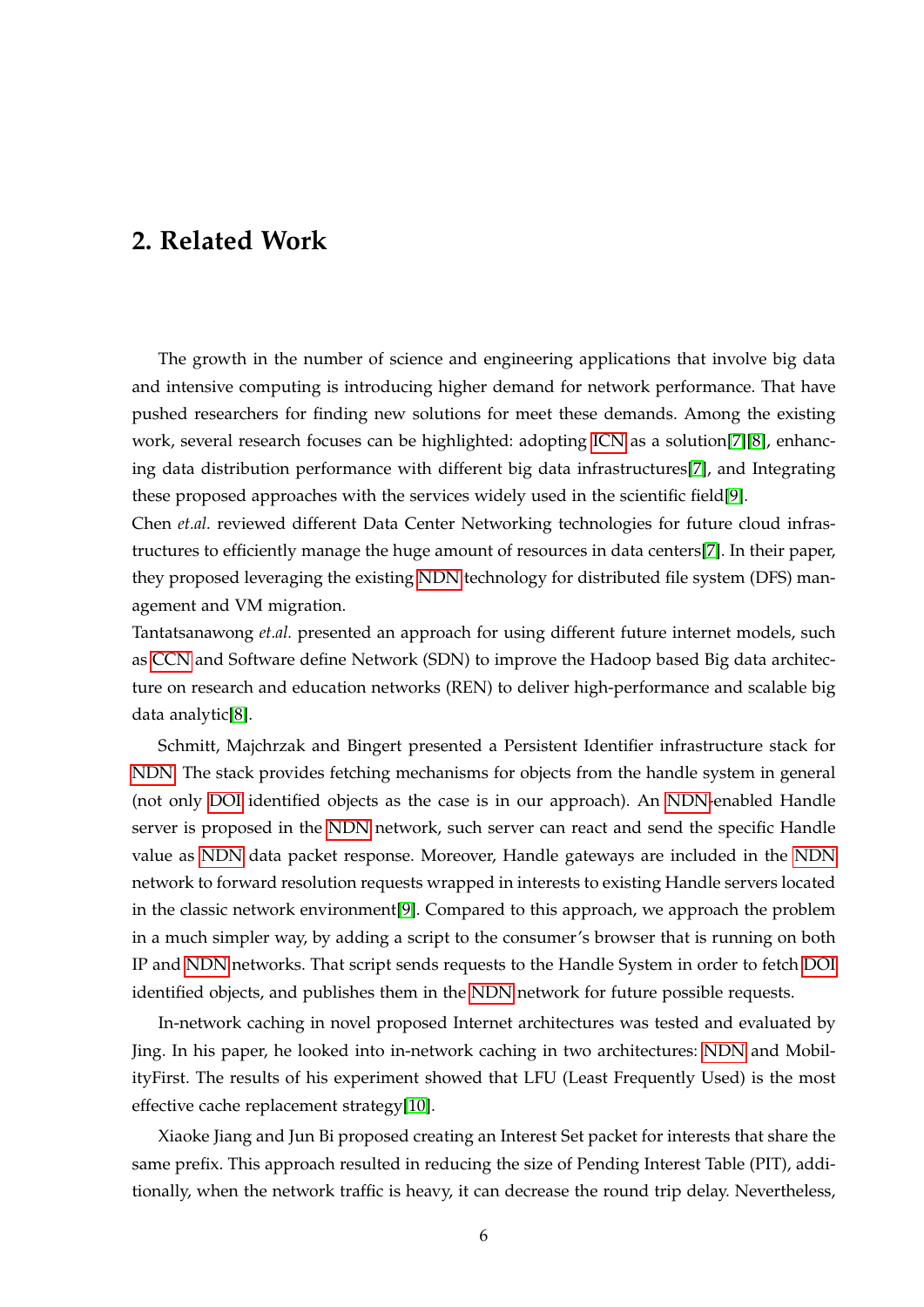## 2. Related Work

The growth in the number of science and engineering applications that involve big data and intensive computing is introducing higher demand for network performance. That have pushed researchers for finding new solutions for meet these demands. Among the existing work, several research focuses can be highlighted: adopting ICN as a solution[7][8], enhancing data distribution performance with different big data infrastructures[7], and Integrating these proposed approaches with the services widely used in the scientific field[9].
Chen *et.al.* reviewed different Data Center Networking technologies for future cloud infrastructures to efficiently manage the huge amount of resources in data centers[7]. In their paper, they proposed leveraging the existing NDN technology for distributed file system (DFS) management and VM migration.
Tantatsanawong *et.al.* presented an approach for using different future internet models, such as CCN and Software define Network (SDN) to improve the Hadoop based Big data architecture on research and education networks (REN) to deliver high-performance and scalable big data analytic[8].

Schmitt, Majchrzak and Bingert presented a Persistent Identifier infrastructure stack for NDN. The stack provides fetching mechanisms for objects from the handle system in general (not only DOI identified objects as the case is in our approach). An NDN-enabled Handle server is proposed in the NDN network, such server can react and send the specific Handle value as NDN data packet response. Moreover, Handle gateways are included in the NDN network to forward resolution requests wrapped in interests to existing Handle servers located in the classic network environment[9]. Compared to this approach, we approach the problem in a much simpler way, by adding a script to the consumer's browser that is running on both IP and NDN networks. That script sends requests to the Handle System in order to fetch DOI identified objects, and publishes them in the NDN network for future possible requests.

In-network caching in novel proposed Internet architectures was tested and evaluated by Jing. In his paper, he looked into in-network caching in two architectures: NDN and MobilityFirst. The results of his experiment showed that LFU (Least Frequently Used) is the most effective cache replacement strategy[10].

Xiaoke Jiang and Jun Bi proposed creating an Interest Set packet for interests that share the same prefix. This approach resulted in reducing the size of Pending Interest Table (PIT), additionally, when the network traffic is heavy, it can decrease the round trip delay. Nevertheless,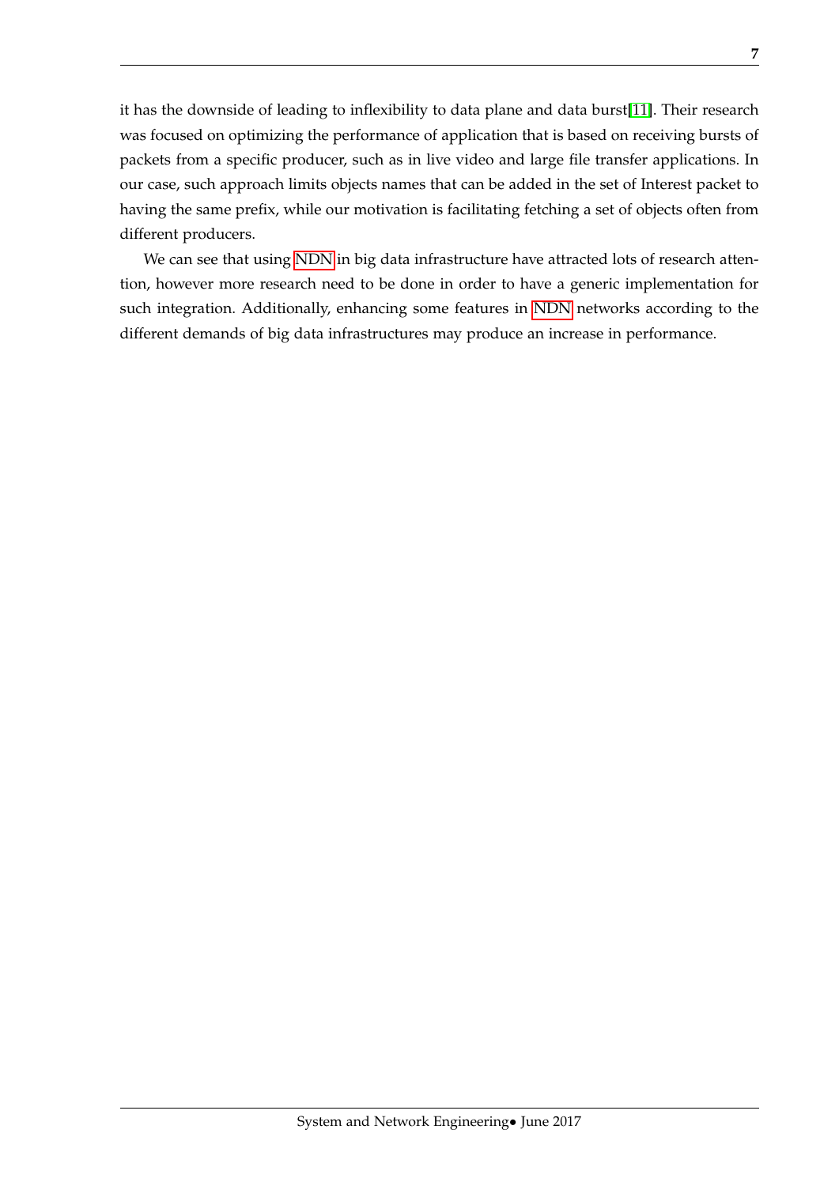it has the downside of leading to inflexibility to data plane and data burst[11]. Their research was focused on optimizing the performance of application that is based on receiving bursts of packets from a specific producer, such as in live video and large file transfer applications. In our case, such approach limits objects names that can be added in the set of Interest packet to having the same prefix, while our motivation is facilitating fetching a set of objects often from different producers.

We can see that using NDN in big data infrastructure have attracted lots of research attention, however more research need to be done in order to have a generic implementation for such integration. Additionally, enhancing some features in NDN networks according to the different demands of big data infrastructures may produce an increase in performance.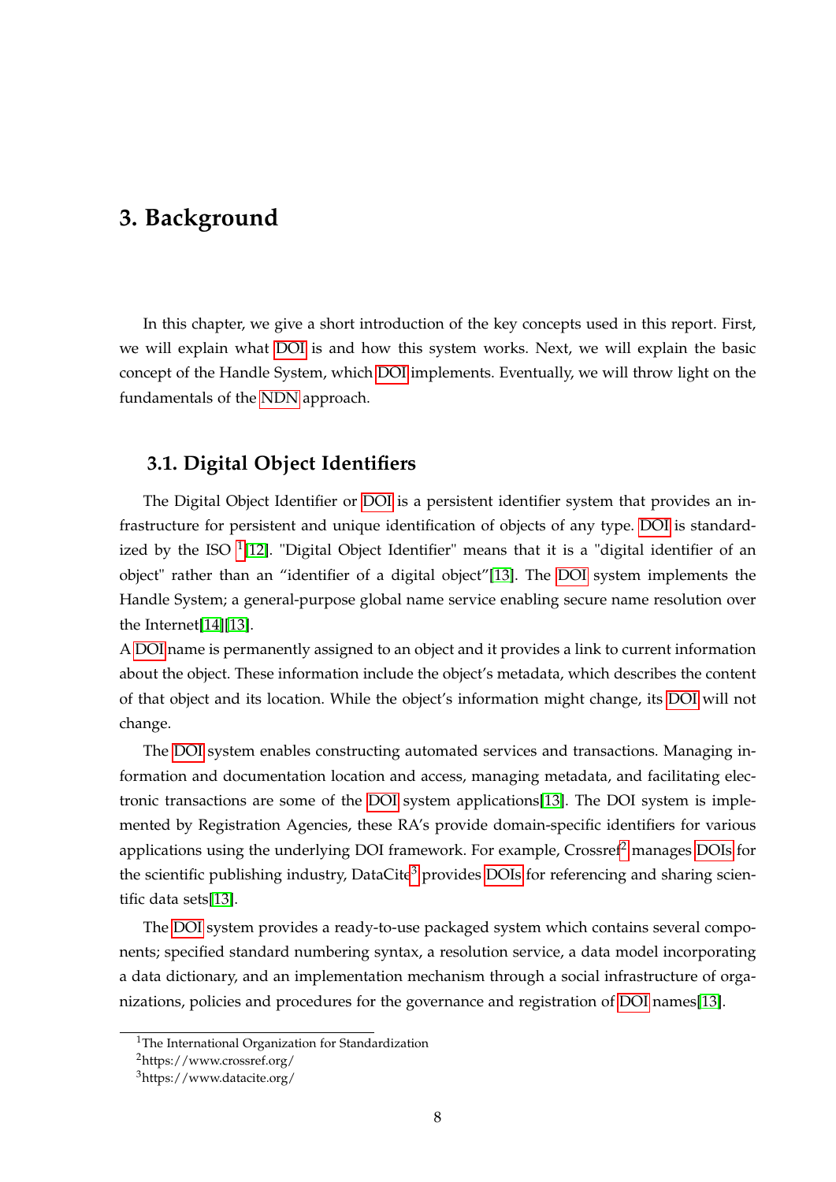# 3. Background

In this chapter, we give a short introduction of the key concepts used in this report. First, we will explain what DOI is and how this system works. Next, we will explain the basic concept of the Handle System, which DOI implements. Eventually, we will throw light on the fundamentals of the NDN approach.

## 3.1. Digital Object Identifiers

The Digital Object Identifier or DOI is a persistent identifier system that provides an infrastructure for persistent and unique identification of objects of any type. DOI is standardized by the ISO [1][12]. "Digital Object Identifier" means that it is a "digital identifier of an object" rather than an "identifier of a digital object"[13]. The DOI system implements the Handle System; a general-purpose global name service enabling secure name resolution over the Internet[14][13].
A DOI name is permanently assigned to an object and it provides a link to current information about the object. These information include the object's metadata, which describes the content of that object and its location. While the object's information might change, its DOI will not change.

The DOI system enables constructing automated services and transactions. Managing information and documentation location and access, managing metadata, and facilitating electronic transactions are some of the DOI system applications[13]. The DOI system is implemented by Registration Agencies, these RA's provide domain-specific identifiers for various applications using the underlying DOI framework. For example, Crossref[2] manages DOIs for the scientific publishing industry, DataCite[3] provides DOIs for referencing and sharing scientific data sets[13].

The DOI system provides a ready-to-use packaged system which contains several components; specified standard numbering syntax, a resolution service, a data model incorporating a data dictionary, and an implementation mechanism through a social infrastructure of organizations, policies and procedures for the governance and registration of DOI names[13].

[1] The International Organization for Standardization
[2] https://www.crossref.org/
[3] https://www.datacite.org/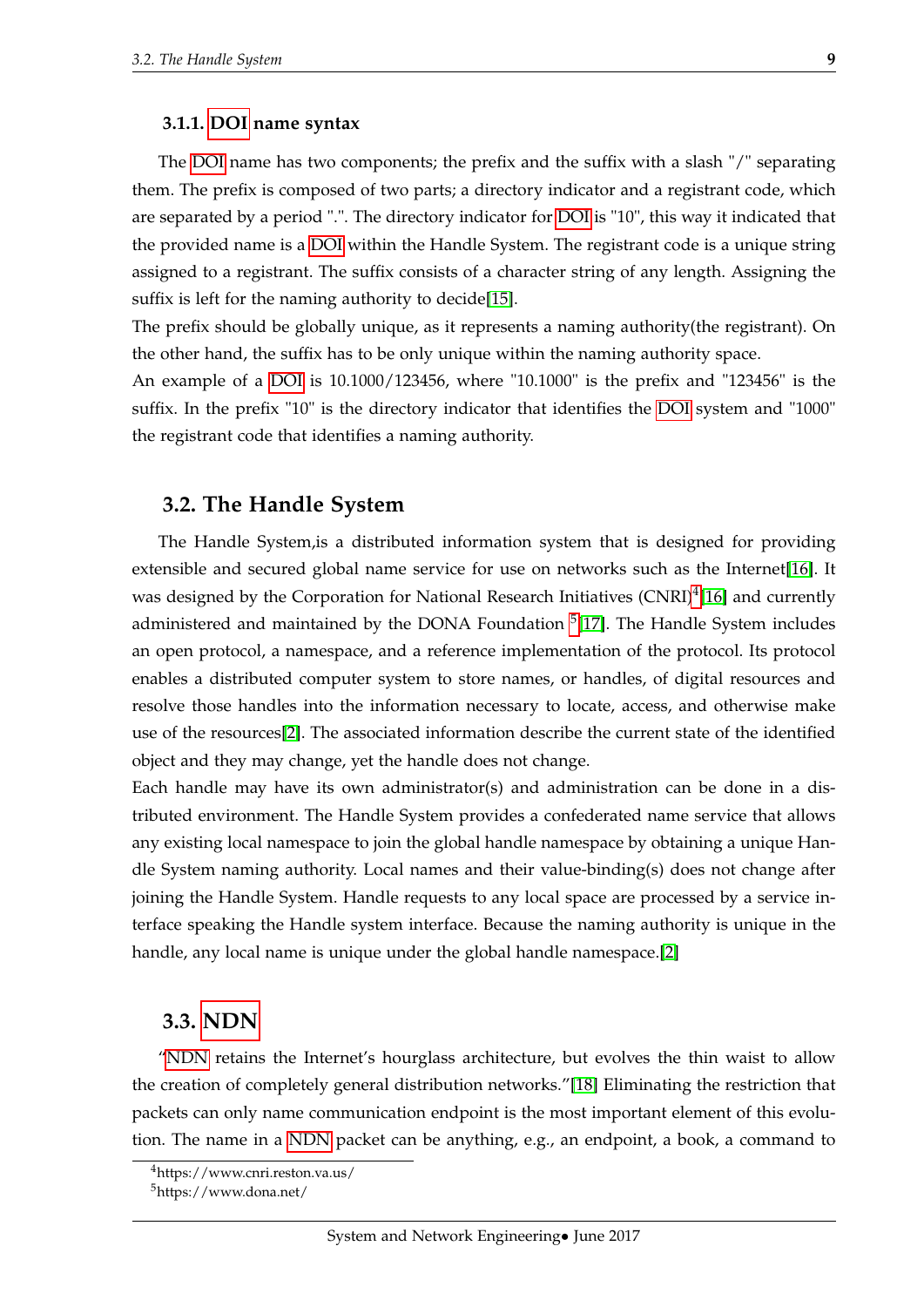### 3.1.1. DOI name syntax

The DOI name has two components; the prefix and the suffix with a slash "/" separating them. The prefix is composed of two parts; a directory indicator and a registrant code, which are separated by a period ".". The directory indicator for DOI is "10", this way it indicated that the provided name is a DOI within the Handle System. The registrant code is a unique string assigned to a registrant. The suffix consists of a character string of any length. Assigning the suffix is left for the naming authority to decide[15].

The prefix should be globally unique, as it represents a naming authority(the registrant). On the other hand, the suffix has to be only unique within the naming authority space.

An example of a DOI is 10.1000/123456, where "10.1000" is the prefix and "123456" is the suffix. In the prefix "10" is the directory indicator that identifies the DOI system and "1000" the registrant code that identifies a naming authority.

## 3.2. The Handle System

The Handle System,is a distributed information system that is designed for providing extensible and secured global name service for use on networks such as the Internet[16]. It was designed by the Corporation for National Research Initiatives (CNRI)[4][16] and currently administered and maintained by the DONA Foundation [5][17]. The Handle System includes an open protocol, a namespace, and a reference implementation of the protocol. Its protocol enables a distributed computer system to store names, or handles, of digital resources and resolve those handles into the information necessary to locate, access, and otherwise make use of the resources[2]. The associated information describe the current state of the identified object and they may change, yet the handle does not change.

Each handle may have its own administrator(s) and administration can be done in a distributed environment. The Handle System provides a confederated name service that allows any existing local namespace to join the global handle namespace by obtaining a unique Handle System naming authority. Local names and their value-binding(s) does not change after joining the Handle System. Handle requests to any local space are processed by a service interface speaking the Handle system interface. Because the naming authority is unique in the handle, any local name is unique under the global handle namespace.[2]

## 3.3. NDN

"NDN retains the Internet's hourglass architecture, but evolves the thin waist to allow the creation of completely general distribution networks."[18] Eliminating the restriction that packets can only name communication endpoint is the most important element of this evolution. The name in a NDN packet can be anything, e.g., an endpoint, a book, a command to

[4]https://www.cnri.reston.va.us/

[5]https://www.dona.net/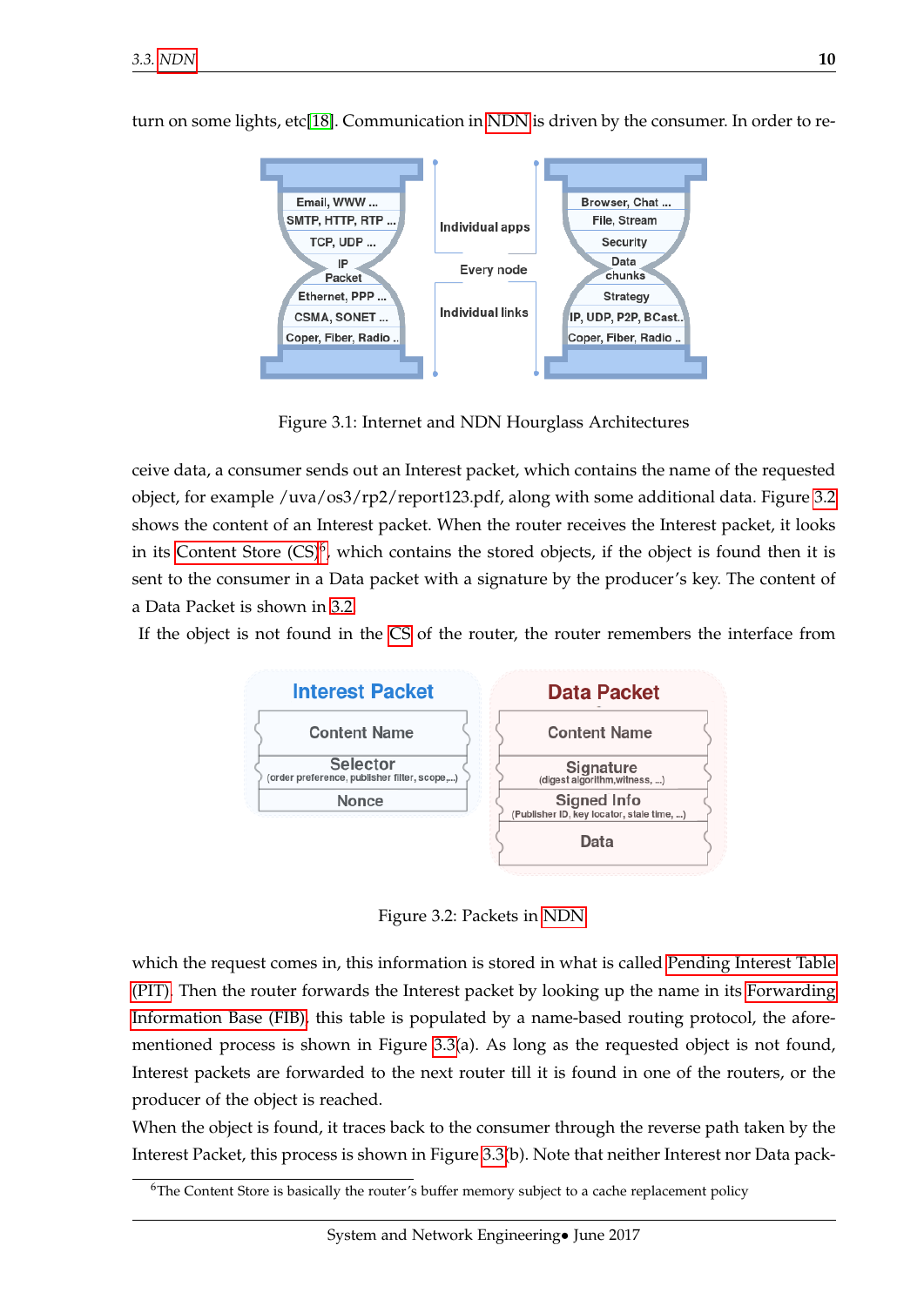turn on some lights, etc[18]. Communication in NDN is driven by the consumer. In order to re-

Figure 3.1: Internet and NDN Hourglass Architectures

ceive data, a consumer sends out an Interest packet, which contains the name of the requested object, for example /uva/os3/rp2/report123.pdf, along with some additional data. Figure 3.2 shows the content of an Interest packet. When the router receives the Interest packet, it looks in its Content Store (CS)[6], which contains the stored objects, if the object is found then it is sent to the consumer in a Data packet with a signature by the producer's key. The content of a Data Packet is shown in 3.2

If the object is not found in the CS of the router, the router remembers the interface from

Figure 3.2: Packets in NDN

which the request comes in, this information is stored in what is called Pending Interest Table (PIT). Then the router forwards the Interest packet by looking up the name in its Forwarding Information Base (FIB), this table is populated by a name-based routing protocol, the aforementioned process is shown in Figure 3.3(a). As long as the requested object is not found, Interest packets are forwarded to the next router till it is found in one of the routers, or the producer of the object is reached.

When the object is found, it traces back to the consumer through the reverse path taken by the Interest Packet, this process is shown in Figure 3.3(b). Note that neither Interest nor Data pack-

[6]The Content Store is basically the router's buffer memory subject to a cache replacement policy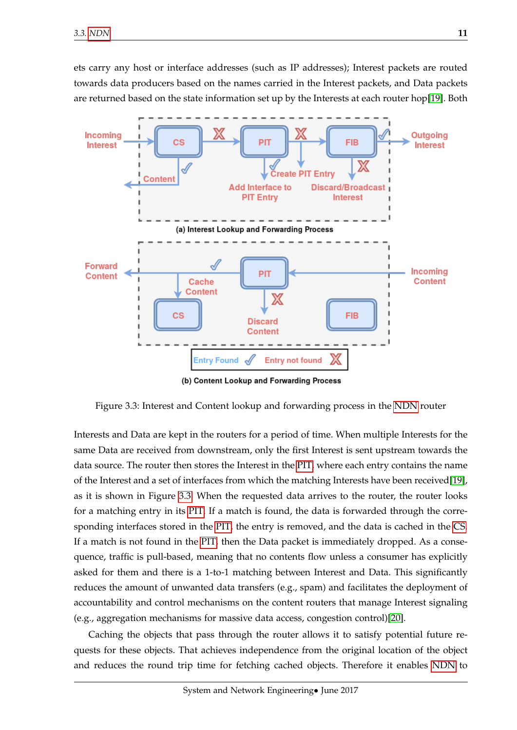ets carry any host or interface addresses (such as IP addresses); Interest packets are routed towards data producers based on the names carried in the Interest packets, and Data packets are returned based on the state information set up by the Interests at each router hop[19]. Both

Figure 3.3: Interest and Content lookup and forwarding process in the NDN router

Interests and Data are kept in the routers for a period of time. When multiple Interests for the same Data are received from downstream, only the first Interest is sent upstream towards the data source. The router then stores the Interest in the PIT, where each entry contains the name of the Interest and a set of interfaces from which the matching Interests have been received[19], as it is shown in Figure 3.3. When the requested data arrives to the router, the router looks for a matching entry in its PIT. If a match is found, the data is forwarded through the corresponding interfaces stored in the PIT, the entry is removed, and the data is cached in the CS. If a match is not found in the PIT, then the Data packet is immediately dropped. As a consequence, traffic is pull-based, meaning that no contents flow unless a consumer has explicitly asked for them and there is a 1-to-1 matching between Interest and Data. This significantly reduces the amount of unwanted data transfers (e.g., spam) and facilitates the deployment of accountability and control mechanisms on the content routers that manage Interest signaling (e.g., aggregation mechanisms for massive data access, congestion control)[20].

Caching the objects that pass through the router allows it to satisfy potential future requests for these objects. That achieves independence from the original location of the object and reduces the round trip time for fetching cached objects. Therefore it enables NDN to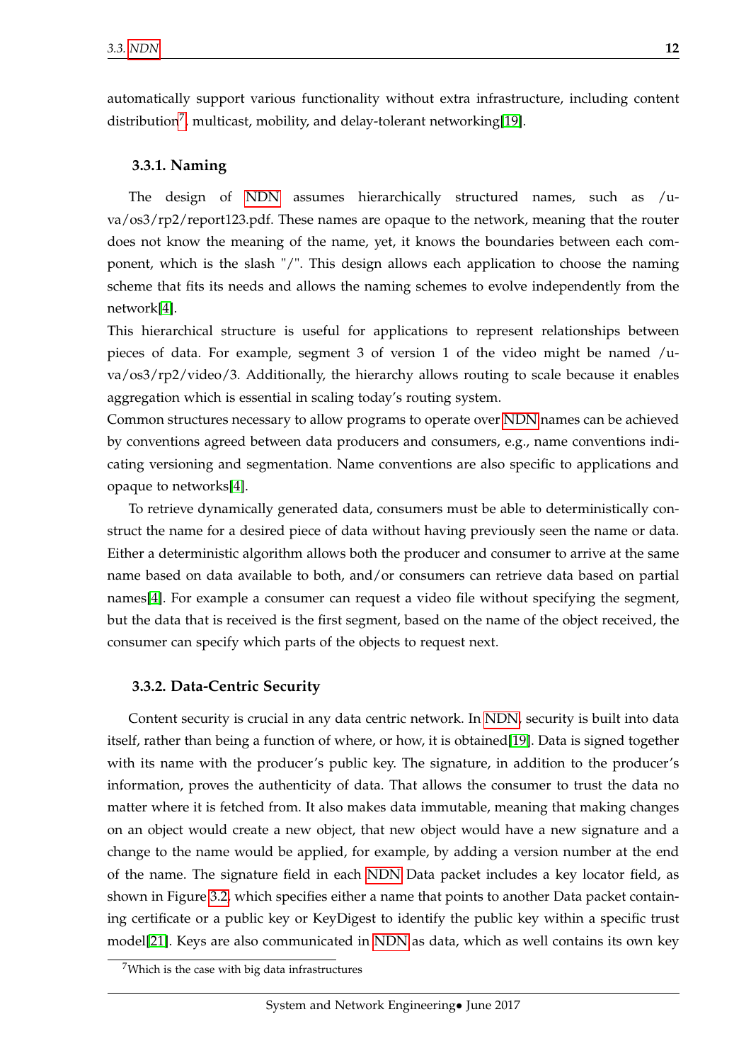automatically support various functionality without extra infrastructure, including content distribution[7], multicast, mobility, and delay-tolerant networking[19].

### 3.3.1. Naming

The design of NDN assumes hierarchically structured names, such as /uva/os3/rp2/report123.pdf. These names are opaque to the network, meaning that the router does not know the meaning of the name, yet, it knows the boundaries between each component, which is the slash "/". This design allows each application to choose the naming scheme that fits its needs and allows the naming schemes to evolve independently from the network[4].

This hierarchical structure is useful for applications to represent relationships between pieces of data. For example, segment 3 of version 1 of the video might be named /uva/os3/rp2/video/3. Additionally, the hierarchy allows routing to scale because it enables aggregation which is essential in scaling today's routing system.

Common structures necessary to allow programs to operate over NDN names can be achieved by conventions agreed between data producers and consumers, e.g., name conventions indicating versioning and segmentation. Name conventions are also specific to applications and opaque to networks[4].

To retrieve dynamically generated data, consumers must be able to deterministically construct the name for a desired piece of data without having previously seen the name or data. Either a deterministic algorithm allows both the producer and consumer to arrive at the same name based on data available to both, and/or consumers can retrieve data based on partial names[4]. For example a consumer can request a video file without specifying the segment, but the data that is received is the first segment, based on the name of the object received, the consumer can specify which parts of the objects to request next.

### 3.3.2. Data-Centric Security

Content security is crucial in any data centric network. In NDN, security is built into data itself, rather than being a function of where, or how, it is obtained[19]. Data is signed together with its name with the producer's public key. The signature, in addition to the producer's information, proves the authenticity of data. That allows the consumer to trust the data no matter where it is fetched from. It also makes data immutable, meaning that making changes on an object would create a new object, that new object would have a new signature and a change to the name would be applied, for example, by adding a version number at the end of the name. The signature field in each NDN Data packet includes a key locator field, as shown in Figure 3.2, which specifies either a name that points to another Data packet containing certificate or a public key or KeyDigest to identify the public key within a specific trust model[21]. Keys are also communicated in NDN as data, which as well contains its own key

[7] Which is the case with big data infrastructures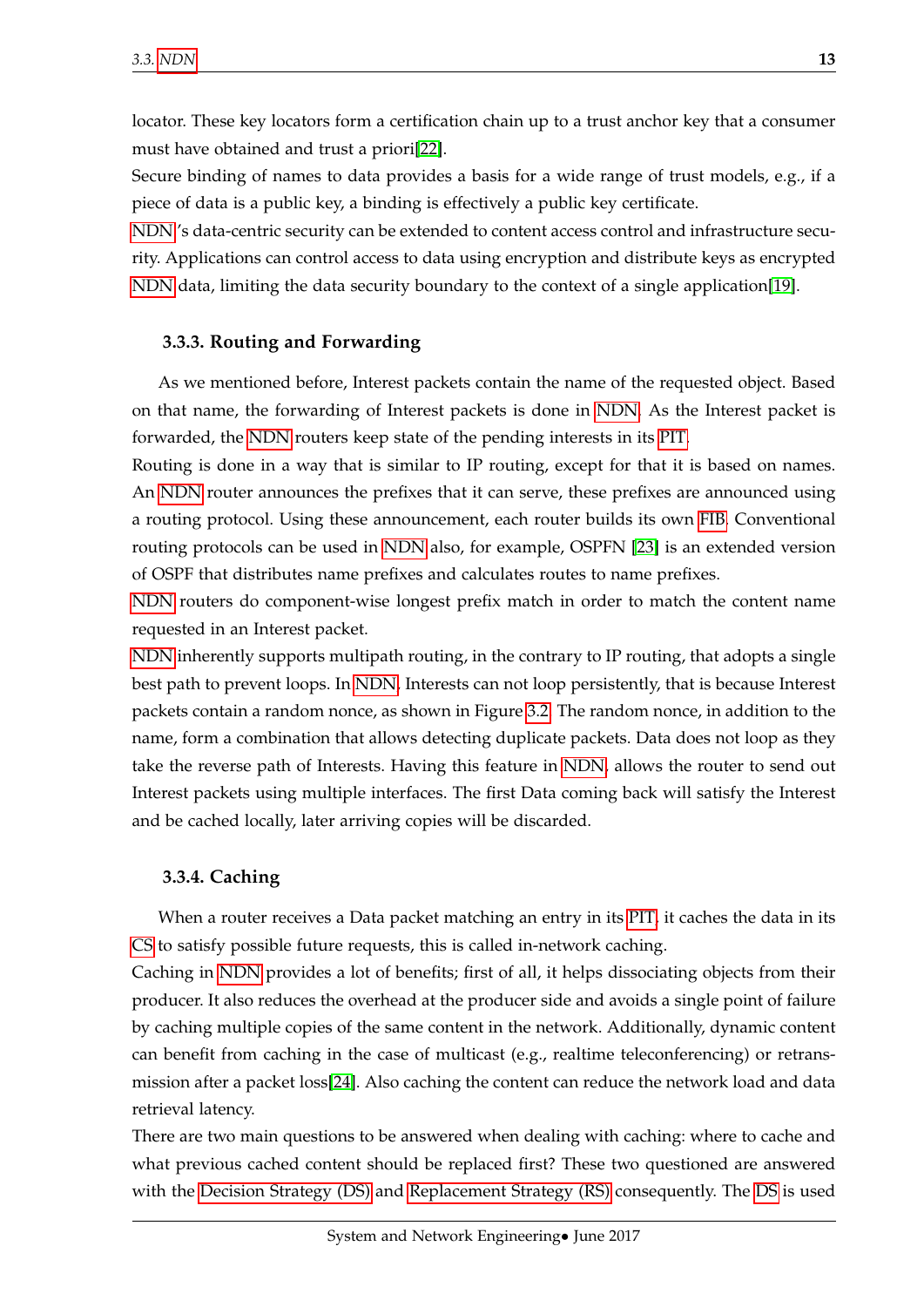locator. These key locators form a certification chain up to a trust anchor key that a consumer must have obtained and trust a priori[22].

Secure binding of names to data provides a basis for a wide range of trust models, e.g., if a piece of data is a public key, a binding is effectively a public key certificate.

NDN's data-centric security can be extended to content access control and infrastructure security. Applications can control access to data using encryption and distribute keys as encrypted NDN data, limiting the data security boundary to the context of a single application[19].

### 3.3.3. Routing and Forwarding

As we mentioned before, Interest packets contain the name of the requested object. Based on that name, the forwarding of Interest packets is done in NDN. As the Interest packet is forwarded, the NDN routers keep state of the pending interests in its PIT.

Routing is done in a way that is similar to IP routing, except for that it is based on names. An NDN router announces the prefixes that it can serve, these prefixes are announced using a routing protocol. Using these announcement, each router builds its own FIB. Conventional routing protocols can be used in NDN also, for example, OSPFN [23] is an extended version of OSPF that distributes name prefixes and calculates routes to name prefixes.

NDN routers do component-wise longest prefix match in order to match the content name requested in an Interest packet.

NDN inherently supports multipath routing, in the contrary to IP routing, that adopts a single best path to prevent loops. In NDN, Interests can not loop persistently, that is because Interest packets contain a random nonce, as shown in Figure 3.2. The random nonce, in addition to the name, form a combination that allows detecting duplicate packets. Data does not loop as they take the reverse path of Interests. Having this feature in NDN, allows the router to send out Interest packets using multiple interfaces. The first Data coming back will satisfy the Interest and be cached locally, later arriving copies will be discarded.

### 3.3.4. Caching

When a router receives a Data packet matching an entry in its PIT, it caches the data in its CS to satisfy possible future requests, this is called in-network caching.

Caching in NDN provides a lot of benefits; first of all, it helps dissociating objects from their producer. It also reduces the overhead at the producer side and avoids a single point of failure by caching multiple copies of the same content in the network. Additionally, dynamic content can benefit from caching in the case of multicast (e.g., realtime teleconferencing) or retransmission after a packet loss[24]. Also caching the content can reduce the network load and data retrieval latency.

There are two main questions to be answered when dealing with caching: where to cache and what previous cached content should be replaced first? These two questioned are answered with the Decision Strategy (DS) and Replacement Strategy (RS) consequently. The DS is used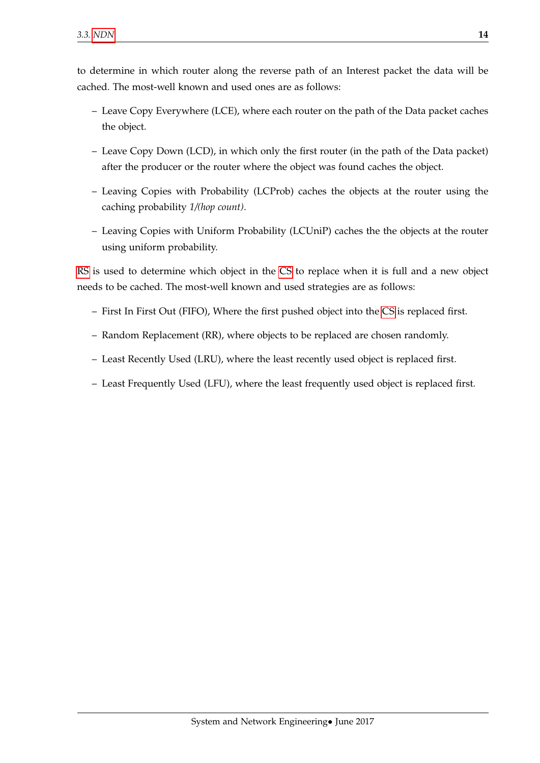to determine in which router along the reverse path of an Interest packet the data will be cached. The most-well known and used ones are as follows:

- Leave Copy Everywhere (LCE), where each router on the path of the Data packet caches the object.
- Leave Copy Down (LCD), in which only the first router (in the path of the Data packet) after the producer or the router where the object was found caches the object.
- Leaving Copies with Probability (LCProb) caches the objects at the router using the caching probability *1/(hop count)*.
- Leaving Copies with Uniform Probability (LCUniP) caches the the objects at the router using uniform probability.

RS is used to determine which object in the CS to replace when it is full and a new object needs to be cached. The most-well known and used strategies are as follows:

- First In First Out (FIFO), Where the first pushed object into the CS is replaced first.
- Random Replacement (RR), where objects to be replaced are chosen randomly.
- Least Recently Used (LRU), where the least recently used object is replaced first.
- Least Frequently Used (LFU), where the least frequently used object is replaced first.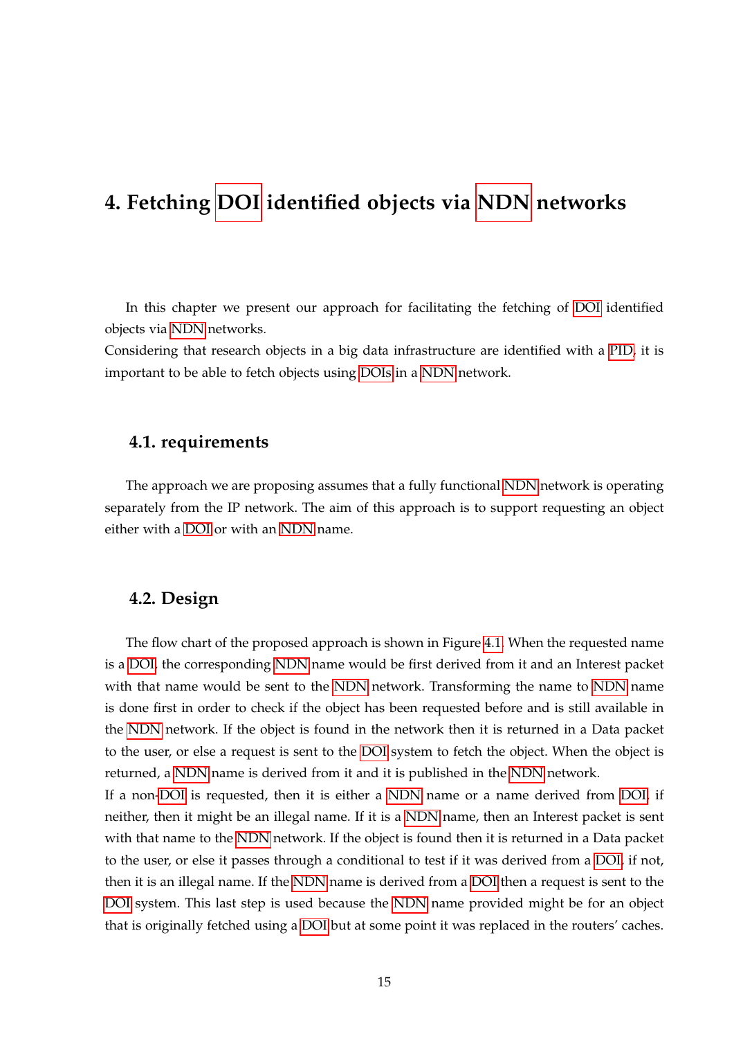# 4. Fetching DOI identified objects via NDN networks

In this chapter we present our approach for facilitating the fetching of DOI identified objects via NDN networks.
Considering that research objects in a big data infrastructure are identified with a PID, it is important to be able to fetch objects using DOIs in a NDN network.

## 4.1. requirements

The approach we are proposing assumes that a fully functional NDN network is operating separately from the IP network. The aim of this approach is to support requesting an object either with a DOI or with an NDN name.

## 4.2. Design

The flow chart of the proposed approach is shown in Figure 4.1. When the requested name is a DOI, the corresponding NDN name would be first derived from it and an Interest packet with that name would be sent to the NDN network. Transforming the name to NDN name is done first in order to check if the object has been requested before and is still available in the NDN network. If the object is found in the network then it is returned in a Data packet to the user, or else a request is sent to the DOI system to fetch the object. When the object is returned, a NDN name is derived from it and it is published in the NDN network.
If a non-DOI is requested, then it is either a NDN name or a name derived from DOI, if neither, then it might be an illegal name. If it is a NDN name, then an Interest packet is sent with that name to the NDN network. If the object is found then it is returned in a Data packet to the user, or else it passes through a conditional to test if it was derived from a DOI, if not, then it is an illegal name. If the NDN name is derived from a DOI then a request is sent to the DOI system. This last step is used because the NDN name provided might be for an object that is originally fetched using a DOI but at some point it was replaced in the routers' caches.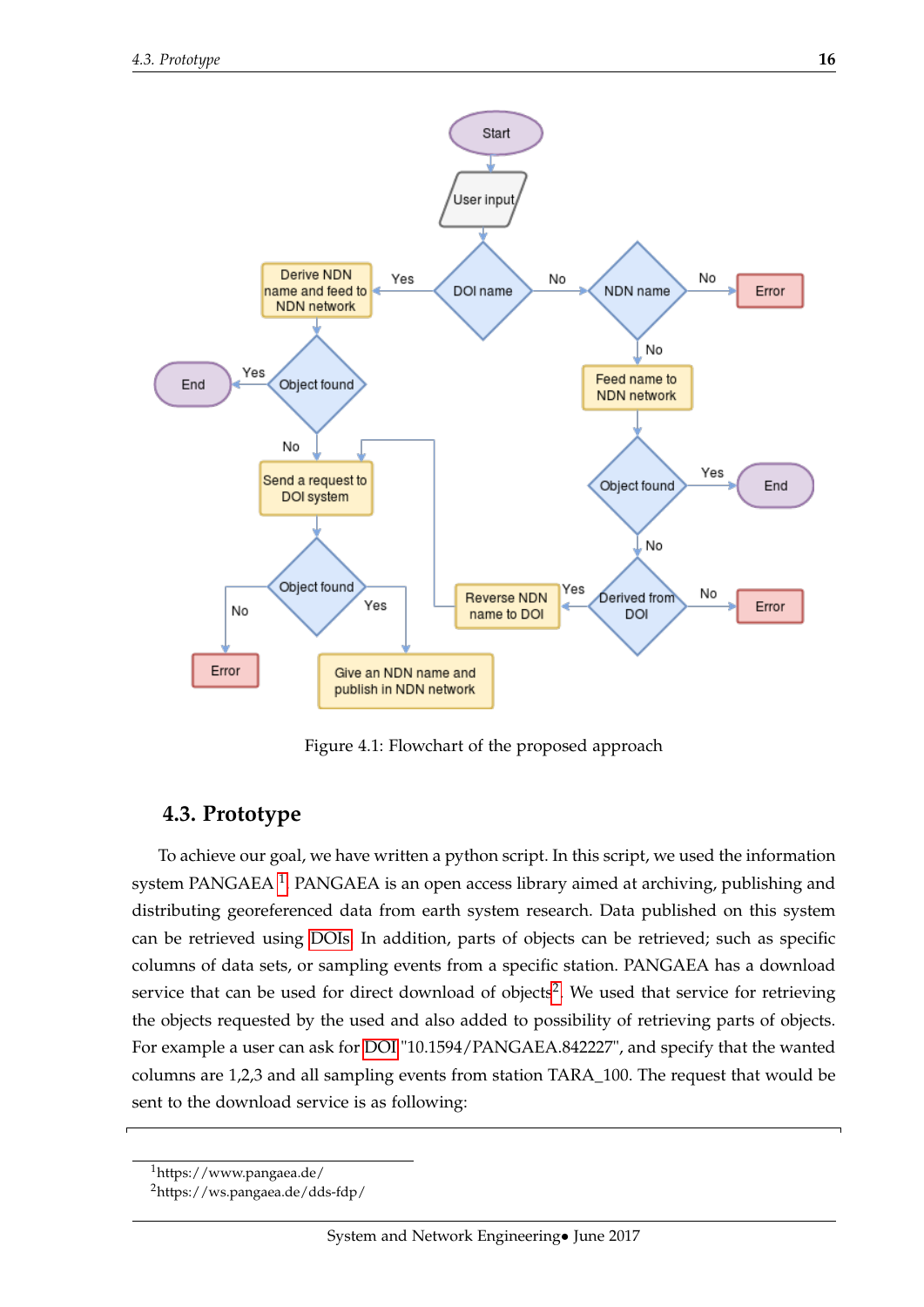Figure 4.1: Flowchart of the proposed approach

## 4.3. Prototype

To achieve our goal, we have written a python script. In this script, we used the information system PANGAEA [1]. PANGAEA is an open access library aimed at archiving, publishing and distributing georeferenced data from earth system research. Data published on this system can be retrieved using DOIs. In addition, parts of objects can be retrieved; such as specific columns of data sets, or sampling events from a specific station. PANGAEA has a download service that can be used for direct download of objects[2]. We used that service for retrieving the objects requested by the used and also added to possibility of retrieving parts of objects. For example a user can ask for DOI "10.1594/PANGAEA.842227", and specify that the wanted columns are 1,2,3 and all sampling events from station TARA_100. The request that would be sent to the download service is as following:

---

[1] https://www.pangaea.de/

[2] https://ws.pangaea.de/dds-fdp/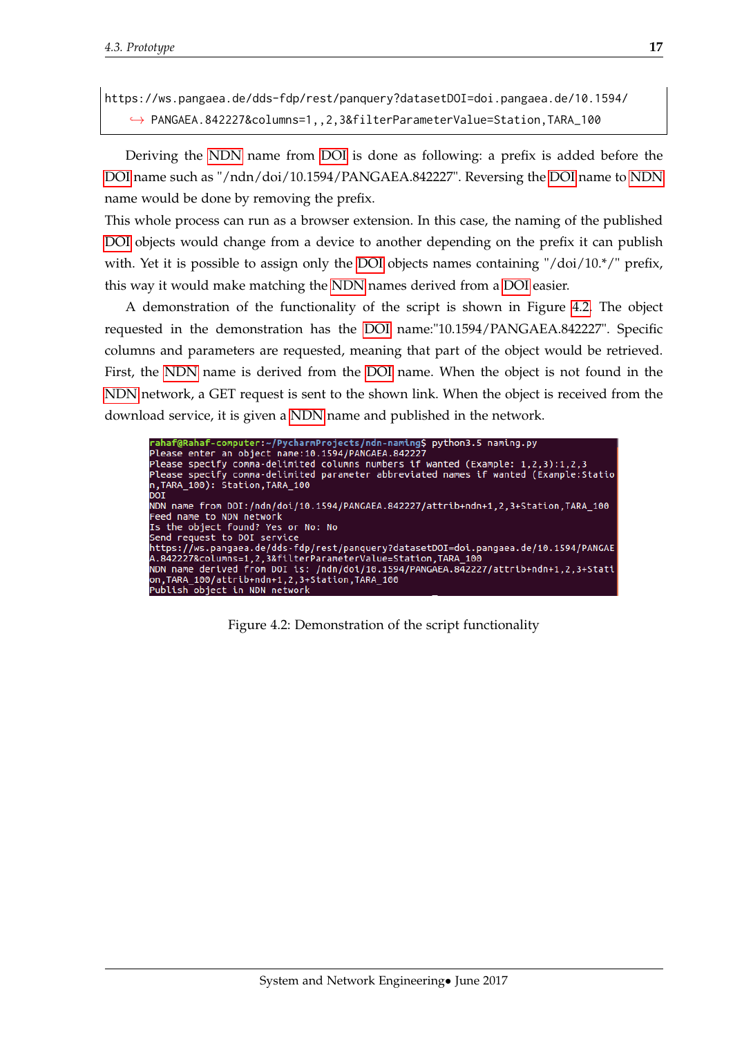```
https://ws.pangaea.de/dds-fdp/rest/panquery?datasetDOI=doi.pangaea.de/10.1594/
    ↪ PANGAEA.842227&columns=1,,2,3&filterParameterValue=Station,TARA_100
```

Deriving the NDN name from DOI is done as following: a prefix is added before the DOI name such as "/ndn/doi/10.1594/PANGAEA.842227". Reversing the DOI name to NDN name would be done by removing the prefix.

This whole process can run as a browser extension. In this case, the naming of the published DOI objects would change from a device to another depending on the prefix it can publish with. Yet it is possible to assign only the DOI objects names containing "/doi/10.*/" prefix, this way it would make matching the NDN names derived from a DOI easier.

A demonstration of the functionality of the script is shown in Figure 4.2. The object requested in the demonstration has the DOI name:"10.1594/PANGAEA.842227". Specific columns and parameters are requested, meaning that part of the object would be retrieved. First, the NDN name is derived from the DOI name. When the object is not found in the NDN network, a GET request is sent to the shown link. When the object is received from the download service, it is given a NDN name and published in the network.

```
rahaf@Rahaf-computer:~/PycharmProjects/ndn-naming$ python3.5 naming.py
Please enter an object name:10.1594/PANGAEA.842227
Please specify comma-delimited columns numbers if wanted (Example: 1,2,3):1,2,3
Please specify comma-delimited parameter abbreviated names if wanted (Example:Statio
n,TARA_100): Station,TARA_100
DOI
NDN name from DOI:/ndn/doi/10.1594/PANGAEA.842227/attrib+ndn+1,2,3+Station,TARA_100
Feed name to NDN network
Is the object found? Yes or No: No
Send request to DOI service
https://ws.pangaea.de/dds-fdp/rest/panquery?datasetDOI=doi.pangaea.de/10.1594/PANGAE
A.842227&columns=1,2,3&filterParameterValue=Station,TARA_100
NDN name derived from DOI is: /ndn/doi/10.1594/PANGAEA.842227/attrib+ndn+1,2,3+Stati
on,TARA_100/attrib+ndn+1,2,3+Station,TARA_100
Publish object in NDN network
```

Figure 4.2: Demonstration of the script functionality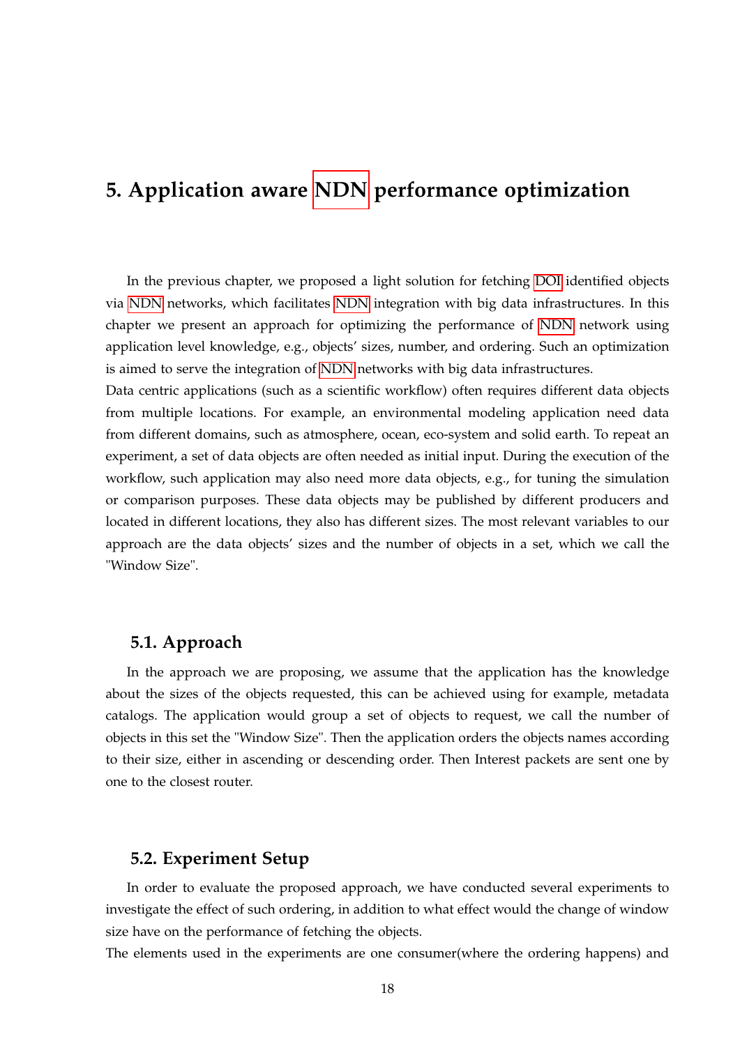# 5. Application aware NDN performance optimization

In the previous chapter, we proposed a light solution for fetching DOI identified objects via NDN networks, which facilitates NDN integration with big data infrastructures. In this chapter we present an approach for optimizing the performance of NDN network using application level knowledge, e.g., objects' sizes, number, and ordering. Such an optimization is aimed to serve the integration of NDN networks with big data infrastructures.

Data centric applications (such as a scientific workflow) often requires different data objects from multiple locations. For example, an environmental modeling application need data from different domains, such as atmosphere, ocean, eco-system and solid earth. To repeat an experiment, a set of data objects are often needed as initial input. During the execution of the workflow, such application may also need more data objects, e.g., for tuning the simulation or comparison purposes. These data objects may be published by different producers and located in different locations, they also has different sizes. The most relevant variables to our approach are the data objects' sizes and the number of objects in a set, which we call the "Window Size".

## 5.1. Approach

In the approach we are proposing, we assume that the application has the knowledge about the sizes of the objects requested, this can be achieved using for example, metadata catalogs. The application would group a set of objects to request, we call the number of objects in this set the "Window Size". Then the application orders the objects names according to their size, either in ascending or descending order. Then Interest packets are sent one by one to the closest router.

## 5.2. Experiment Setup

In order to evaluate the proposed approach, we have conducted several experiments to investigate the effect of such ordering, in addition to what effect would the change of window size have on the performance of fetching the objects.

The elements used in the experiments are one consumer(where the ordering happens) and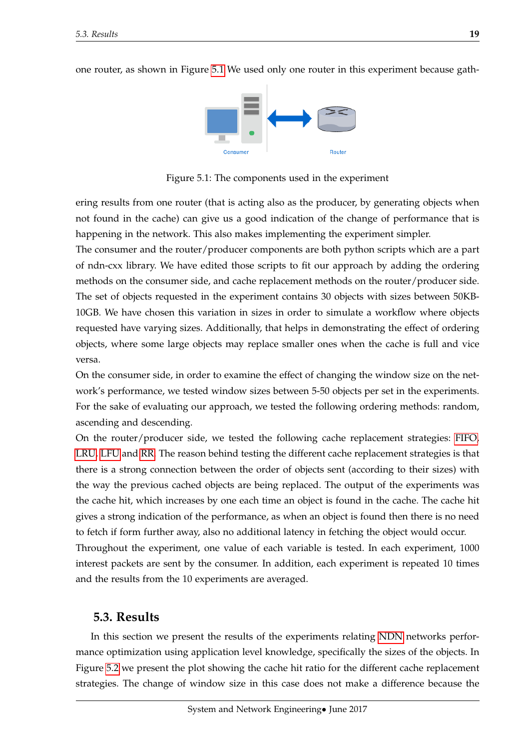one router, as shown in Figure 5.1 We used only one router in this experiment because gath-

Figure 5.1: The components used in the experiment

ering results from one router (that is acting also as the producer, by generating objects when not found in the cache) can give us a good indication of the change of performance that is happening in the network. This also makes implementing the experiment simpler.

The consumer and the router/producer components are both python scripts which are a part of ndn-cxx library. We have edited those scripts to fit our approach by adding the ordering methods on the consumer side, and cache replacement methods on the router/producer side. The set of objects requested in the experiment contains 30 objects with sizes between 50KB-10GB. We have chosen this variation in sizes in order to simulate a workflow where objects requested have varying sizes. Additionally, that helps in demonstrating the effect of ordering objects, where some large objects may replace smaller ones when the cache is full and vice versa.

On the consumer side, in order to examine the effect of changing the window size on the network's performance, we tested window sizes between 5-50 objects per set in the experiments. For the sake of evaluating our approach, we tested the following ordering methods: random, ascending and descending.

On the router/producer side, we tested the following cache replacement strategies: FIFO, LRU, LFU and RR. The reason behind testing the different cache replacement strategies is that there is a strong connection between the order of objects sent (according to their sizes) with the way the previous cached objects are being replaced. The output of the experiments was the cache hit, which increases by one each time an object is found in the cache. The cache hit gives a strong indication of the performance, as when an object is found then there is no need to fetch if form further away, also no additional latency in fetching the object would occur.

Throughout the experiment, one value of each variable is tested. In each experiment, 1000 interest packets are sent by the consumer. In addition, each experiment is repeated 10 times and the results from the 10 experiments are averaged.

## 5.3. Results

In this section we present the results of the experiments relating NDN networks performance optimization using application level knowledge, specifically the sizes of the objects. In Figure 5.2 we present the plot showing the cache hit ratio for the different cache replacement strategies. The change of window size in this case does not make a difference because the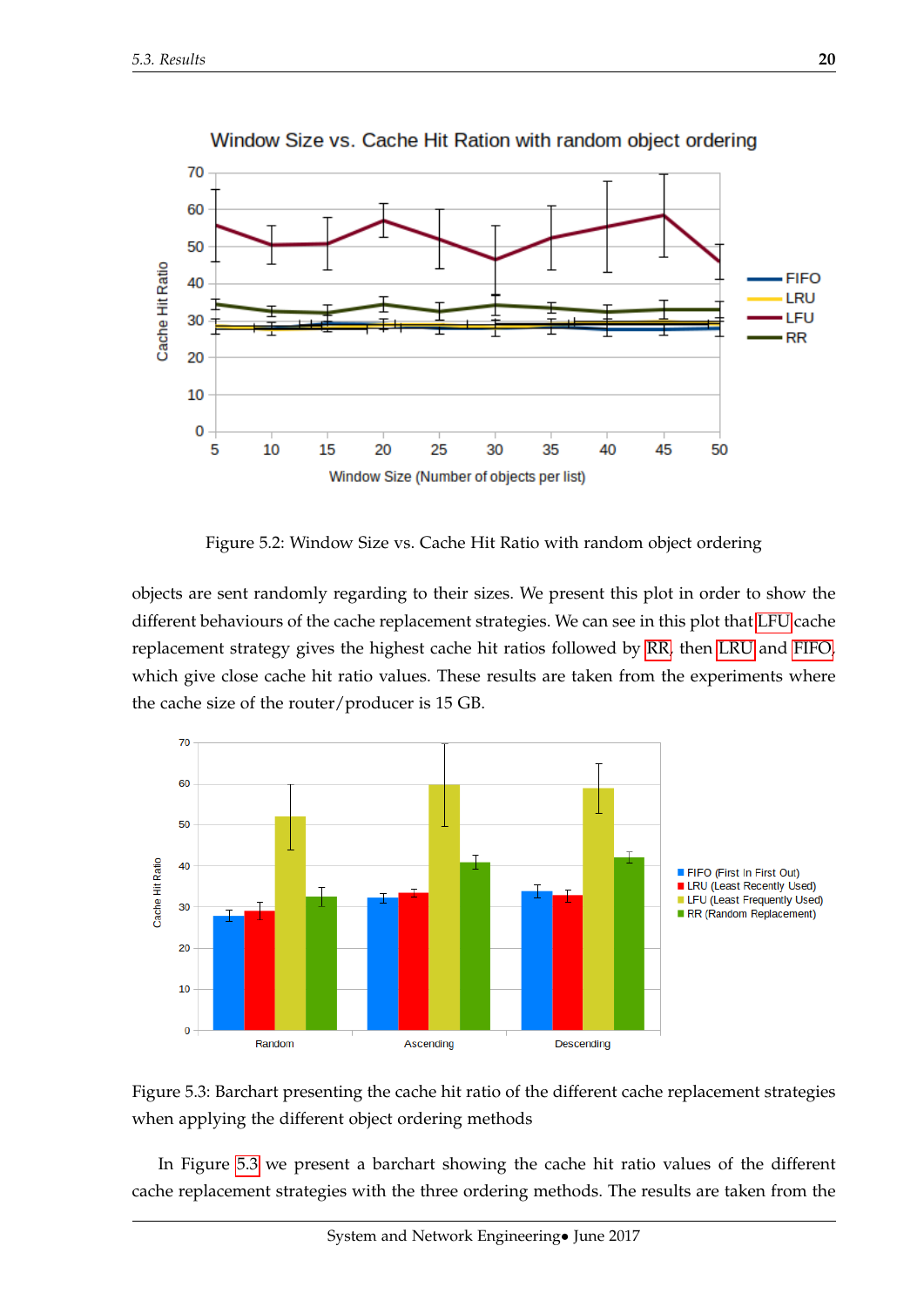Figure 5.2: Window Size vs. Cache Hit Ratio with random object ordering

objects are sent randomly regarding to their sizes. We present this plot in order to show the different behaviours of the cache replacement strategies. We can see in this plot that LFU cache replacement strategy gives the highest cache hit ratios followed by RR, then LRU and FIFO, which give close cache hit ratio values. These results are taken from the experiments where the cache size of the router/producer is 15 GB.

Figure 5.3: Barchart presenting the cache hit ratio of the different cache replacement strategies when applying the different object ordering methods

In Figure 5.3 we present a barchart showing the cache hit ratio values of the different cache replacement strategies with the three ordering methods. The results are taken from the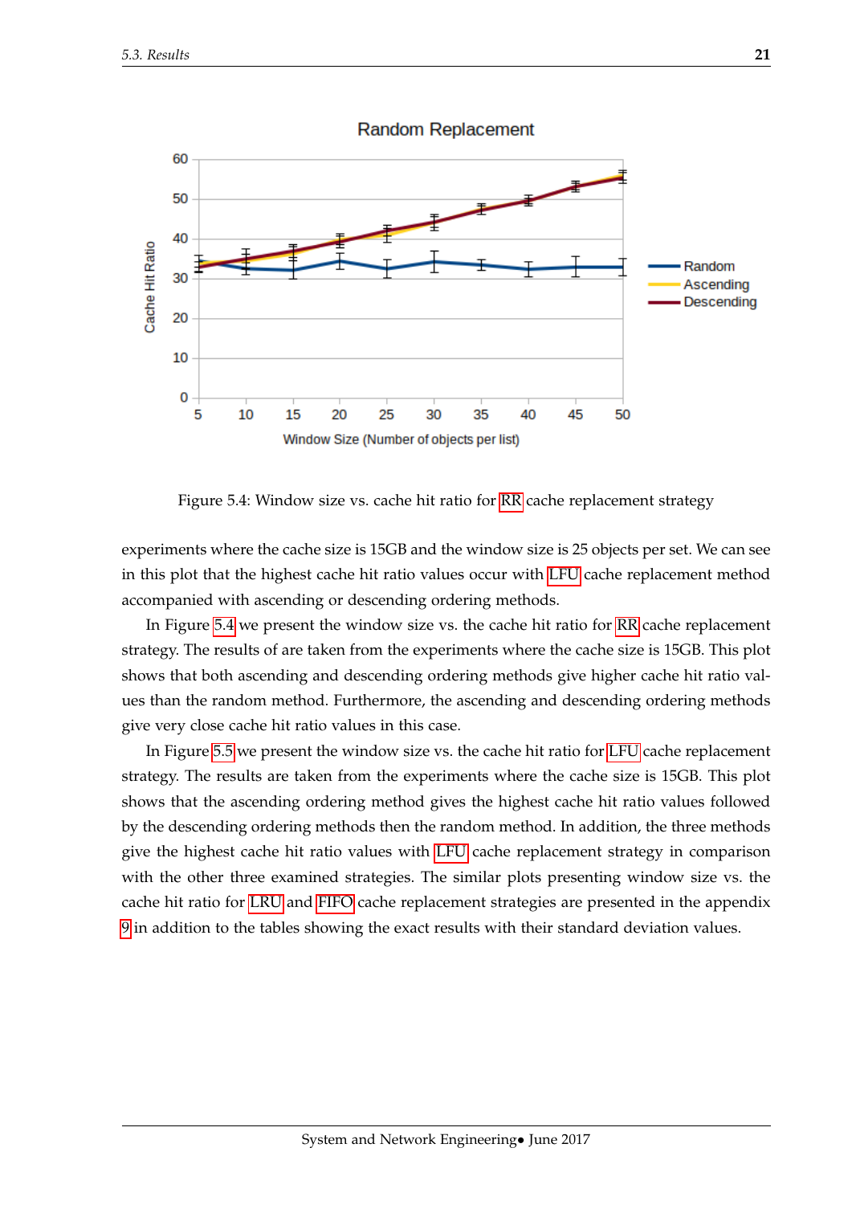Figure 5.4: Window size vs. cache hit ratio for RR cache replacement strategy

experiments where the cache size is 15GB and the window size is 25 objects per set. We can see in this plot that the highest cache hit ratio values occur with LFU cache replacement method accompanied with ascending or descending ordering methods.

In Figure 5.4 we present the window size vs. the cache hit ratio for RR cache replacement strategy. The results of are taken from the experiments where the cache size is 15GB. This plot shows that both ascending and descending ordering methods give higher cache hit ratio values than the random method. Furthermore, the ascending and descending ordering methods give very close cache hit ratio values in this case.

In Figure 5.5 we present the window size vs. the cache hit ratio for LFU cache replacement strategy. The results are taken from the experiments where the cache size is 15GB. This plot shows that the ascending ordering method gives the highest cache hit ratio values followed by the descending ordering methods then the random method. In addition, the three methods give the highest cache hit ratio values with LFU cache replacement strategy in comparison with the other three examined strategies. The similar plots presenting window size vs. the cache hit ratio for LRU and FIFO cache replacement strategies are presented in the appendix 9 in addition to the tables showing the exact results with their standard deviation values.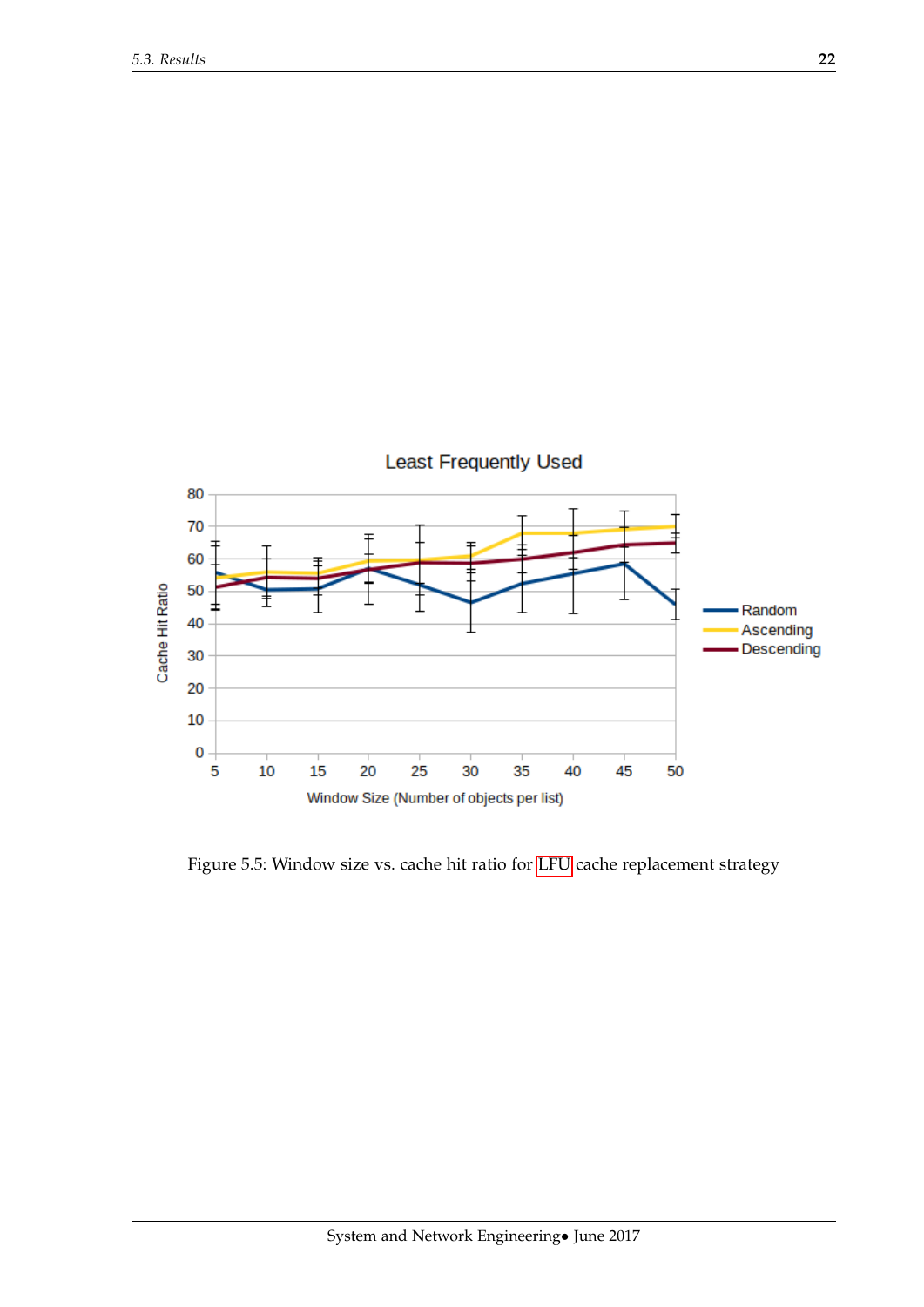Figure 5.5: Window size vs. cache hit ratio for LFU cache replacement strategy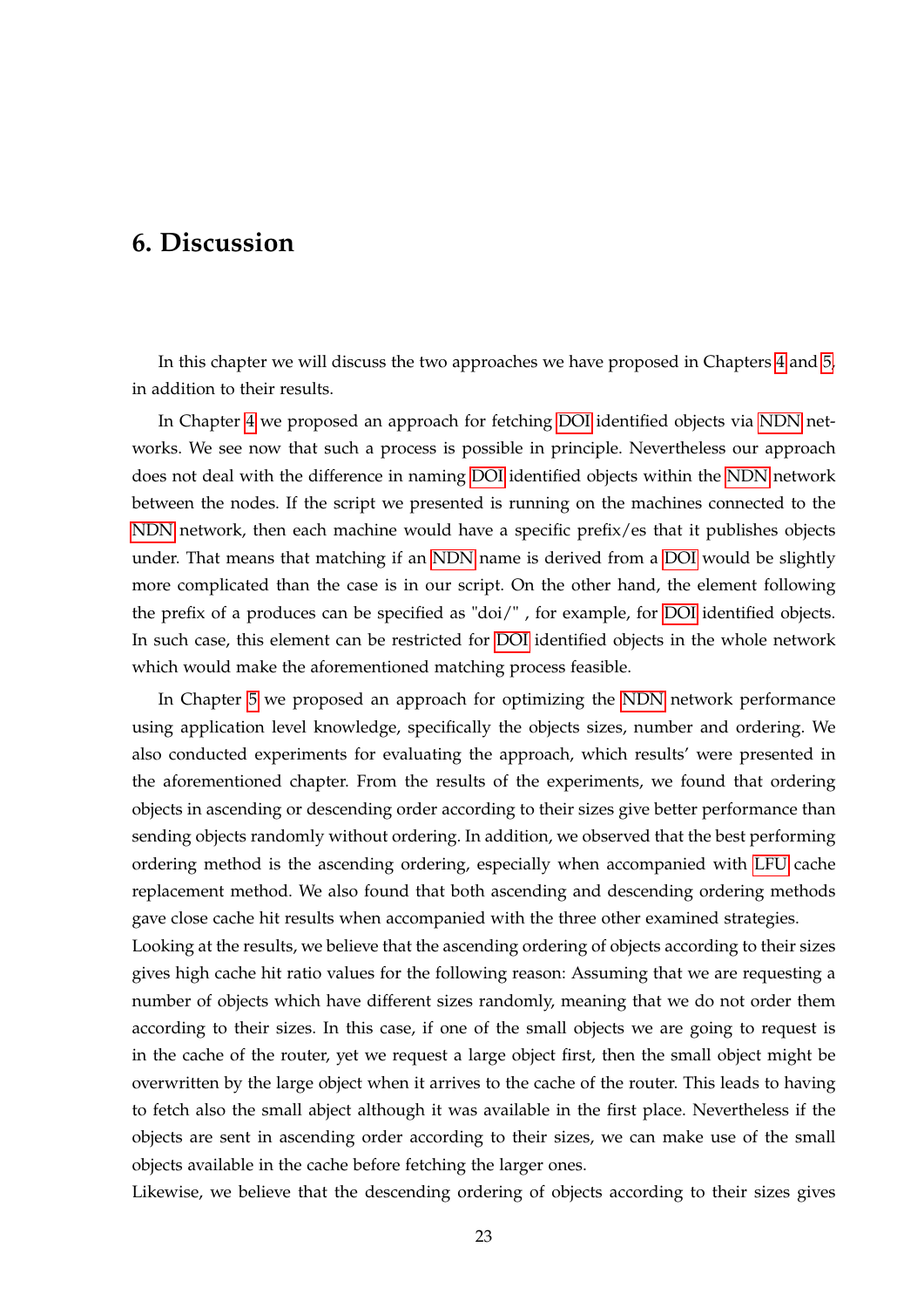# 6. Discussion

In this chapter we will discuss the two approaches we have proposed in Chapters 4 and 5, in addition to their results.

In Chapter 4 we proposed an approach for fetching DOI identified objects via NDN networks. We see now that such a process is possible in principle. Nevertheless our approach does not deal with the difference in naming DOI identified objects within the NDN network between the nodes. If the script we presented is running on the machines connected to the NDN network, then each machine would have a specific prefix/es that it publishes objects under. That means that matching if an NDN name is derived from a DOI would be slightly more complicated than the case is in our script. On the other hand, the element following the prefix of a produces can be specified as "doi/" , for example, for DOI identified objects. In such case, this element can be restricted for DOI identified objects in the whole network which would make the aforementioned matching process feasible.

In Chapter 5 we proposed an approach for optimizing the NDN network performance using application level knowledge, specifically the objects sizes, number and ordering. We also conducted experiments for evaluating the approach, which results' were presented in the aforementioned chapter. From the results of the experiments, we found that ordering objects in ascending or descending order according to their sizes give better performance than sending objects randomly without ordering. In addition, we observed that the best performing ordering method is the ascending ordering, especially when accompanied with LFU cache replacement method. We also found that both ascending and descending ordering methods gave close cache hit results when accompanied with the three other examined strategies.

Looking at the results, we believe that the ascending ordering of objects according to their sizes gives high cache hit ratio values for the following reason: Assuming that we are requesting a number of objects which have different sizes randomly, meaning that we do not order them according to their sizes. In this case, if one of the small objects we are going to request is in the cache of the router, yet we request a large object first, then the small object might be overwritten by the large object when it arrives to the cache of the router. This leads to having to fetch also the small abject although it was available in the first place. Nevertheless if the objects are sent in ascending order according to their sizes, we can make use of the small objects available in the cache before fetching the larger ones.

Likewise, we believe that the descending ordering of objects according to their sizes gives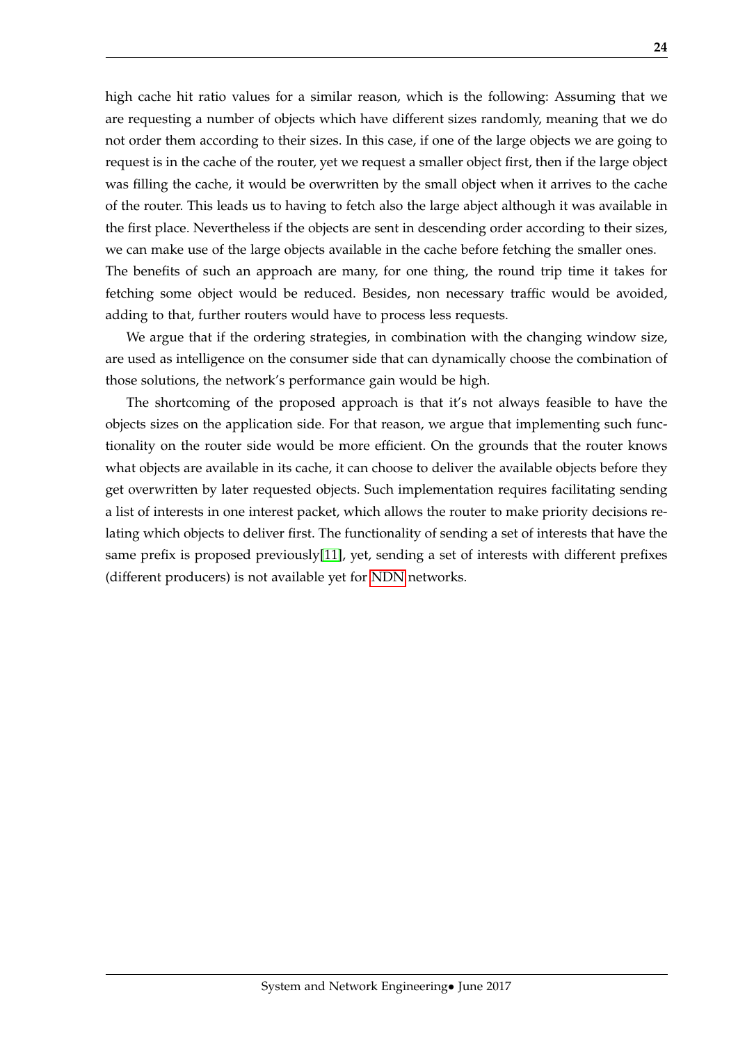high cache hit ratio values for a similar reason, which is the following: Assuming that we are requesting a number of objects which have different sizes randomly, meaning that we do not order them according to their sizes. In this case, if one of the large objects we are going to request is in the cache of the router, yet we request a smaller object first, then if the large object was filling the cache, it would be overwritten by the small object when it arrives to the cache of the router. This leads us to having to fetch also the large abject although it was available in the first place. Nevertheless if the objects are sent in descending order according to their sizes, we can make use of the large objects available in the cache before fetching the smaller ones.
The benefits of such an approach are many, for one thing, the round trip time it takes for fetching some object would be reduced. Besides, non necessary traffic would be avoided, adding to that, further routers would have to process less requests.

We argue that if the ordering strategies, in combination with the changing window size, are used as intelligence on the consumer side that can dynamically choose the combination of those solutions, the network's performance gain would be high.

The shortcoming of the proposed approach is that it's not always feasible to have the objects sizes on the application side. For that reason, we argue that implementing such functionality on the router side would be more efficient. On the grounds that the router knows what objects are available in its cache, it can choose to deliver the available objects before they get overwritten by later requested objects. Such implementation requires facilitating sending a list of interests in one interest packet, which allows the router to make priority decisions relating which objects to deliver first. The functionality of sending a set of interests that have the same prefix is proposed previously[11], yet, sending a set of interests with different prefixes (different producers) is not available yet for NDN networks.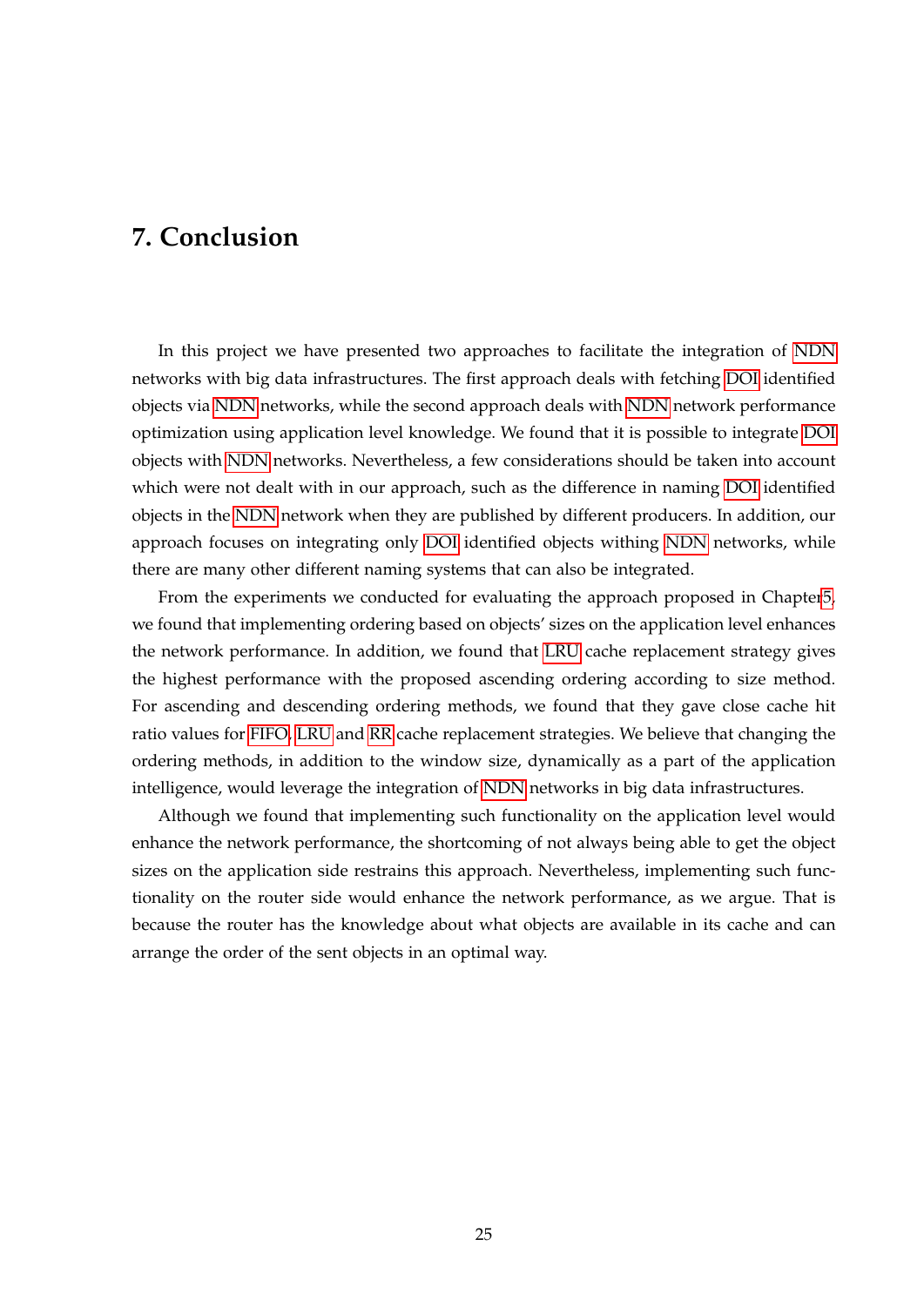# 7. Conclusion

In this project we have presented two approaches to facilitate the integration of NDN networks with big data infrastructures. The first approach deals with fetching DOI identified objects via NDN networks, while the second approach deals with NDN network performance optimization using application level knowledge. We found that it is possible to integrate DOI objects with NDN networks. Nevertheless, a few considerations should be taken into account which were not dealt with in our approach, such as the difference in naming DOI identified objects in the NDN network when they are published by different producers. In addition, our approach focuses on integrating only DOI identified objects withing NDN networks, while there are many other different naming systems that can also be integrated.

From the experiments we conducted for evaluating the approach proposed in Chapter 5, we found that implementing ordering based on objects' sizes on the application level enhances the network performance. In addition, we found that LRU cache replacement strategy gives the highest performance with the proposed ascending ordering according to size method. For ascending and descending ordering methods, we found that they gave close cache hit ratio values for FIFO, LRU and RR cache replacement strategies. We believe that changing the ordering methods, in addition to the window size, dynamically as a part of the application intelligence, would leverage the integration of NDN networks in big data infrastructures.

Although we found that implementing such functionality on the application level would enhance the network performance, the shortcoming of not always being able to get the object sizes on the application side restrains this approach. Nevertheless, implementing such functionality on the router side would enhance the network performance, as we argue. That is because the router has the knowledge about what objects are available in its cache and can arrange the order of the sent objects in an optimal way.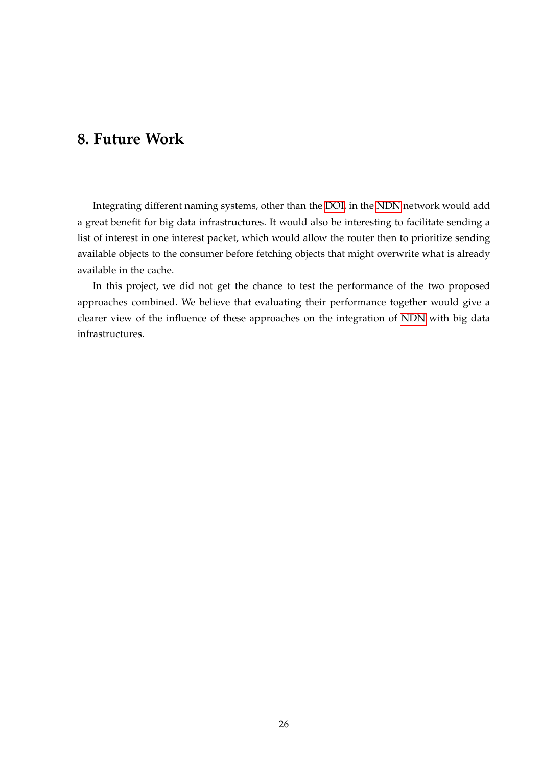# 8. Future Work

Integrating different naming systems, other than the DOI, in the NDN network would add a great benefit for big data infrastructures. It would also be interesting to facilitate sending a list of interest in one interest packet, which would allow the router then to prioritize sending available objects to the consumer before fetching objects that might overwrite what is already available in the cache.

In this project, we did not get the chance to test the performance of the two proposed approaches combined. We believe that evaluating their performance together would give a clearer view of the influence of these approaches on the integration of NDN with big data infrastructures.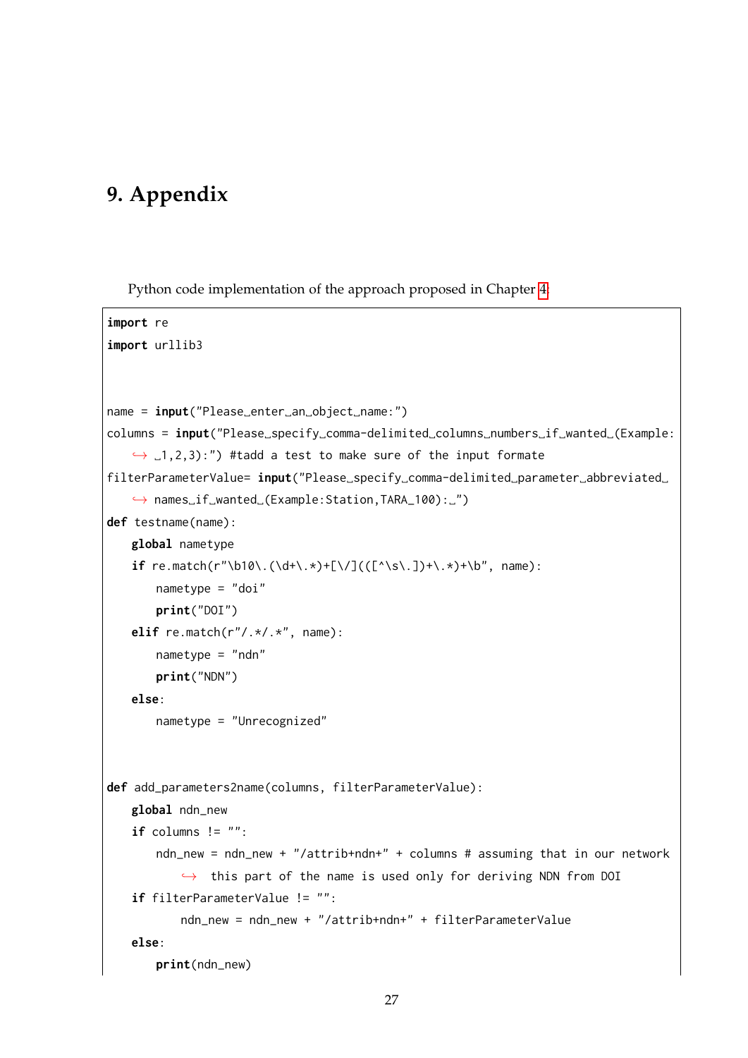# 9. Appendix

Python code implementation of the approach proposed in Chapter 4

```
import re
import urllib3


name = input("Please enter an object name:")
columns = input("Please specify comma-delimited columns numbers if wanted (Example:
    1,2,3):") #tadd a test to make sure of the input formate
filterParameterValue= input("Please specify comma-delimited parameter abbreviated
    names if wanted (Example:Station,TARA_100): ")
def testname(name):
    global nametype
    if re.match(r"\b10\.(\d+\.*)+[\/](([^\s\.])+\.*)+\b", name):
        nametype = "doi"
        print("DOI")
    elif re.match(r"/.*/.*", name):
        nametype = "ndn"
        print("NDN")
    else:
        nametype = "Unrecognized"


def add_parameters2name(columns, filterParameterValue):
    global ndn_new
    if columns != "":
        ndn_new = ndn_new + "/attrib+ndn+" + columns # assuming that in our network
            this part of the name is used only for deriving NDN from DOI
    if filterParameterValue != "":
            ndn_new = ndn_new + "/attrib+ndn+" + filterParameterValue
    else:
        print(ndn_new)
```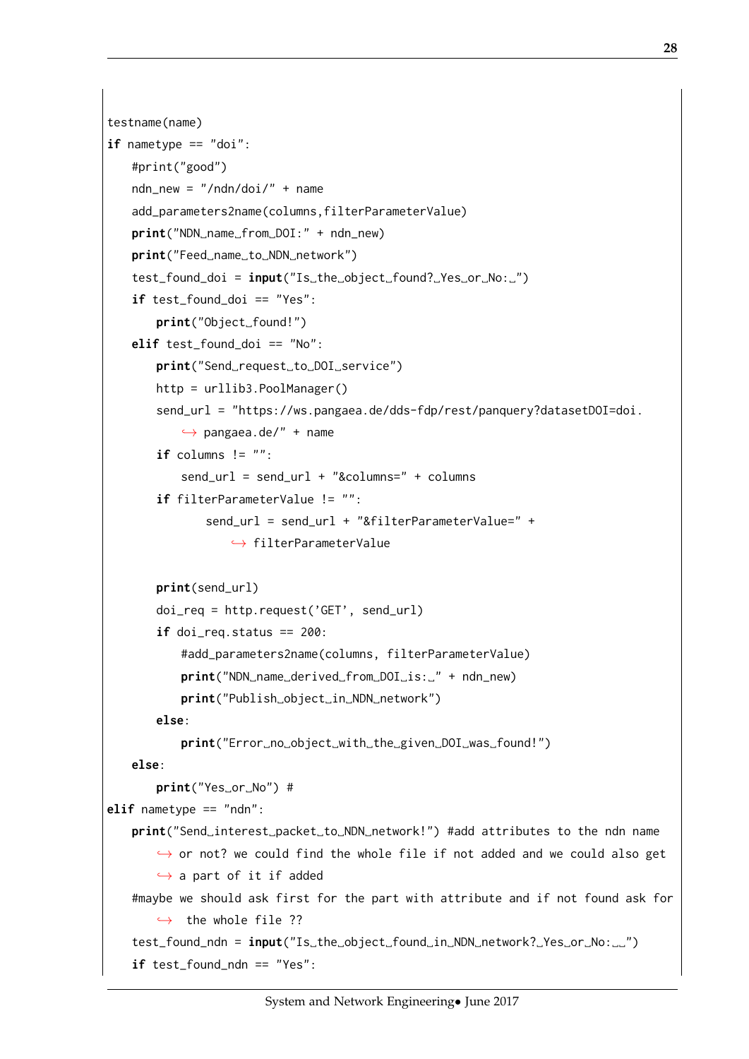```python
testname(name)
if nametype == "doi":
    #print("good")
    ndn_new = "/ndn/doi/" + name
    add_parameters2name(columns,filterParameterValue)
    print("NDN name from DOI:" + ndn_new)
    print("Feed name to NDN network")
    test_found_doi = input("Is the object found? Yes or No: ")
    if test_found_doi == "Yes":
        print("Object found!")
    elif test_found_doi == "No":
        print("Send request to DOI service")
        http = urllib3.PoolManager()
        send_url = "https://ws.pangaea.de/dds-fdp/rest/panquery?datasetDOI=doi.
            ↪ pangaea.de/" + name
        if columns != "":
            send_url = send_url + "&columns=" + columns
        if filterParameterValue != "":
                send_url = send_url + "&filterParameterValue=" +
                    ↪ filterParameterValue

        print(send_url)
        doi_req = http.request('GET', send_url)
        if doi_req.status == 200:
            #add_parameters2name(columns, filterParameterValue)
            print("NDN name derived from DOI is: " + ndn_new)
            print("Publish object in NDN network")
        else:
            print("Error no object with the given DOI was found!")
    else:
        print("Yes or No") #
elif nametype == "ndn":
    print("Send interest packet to NDN network!") #add attributes to the ndn name
        ↪ or not? we could find the whole file if not added and we could also get
        ↪ a part of it if added
    #maybe we should ask first for the part with attribute and if not found ask for
        ↪  the whole file ??
    test_found_ndn = input("Is the object found in NDN network? Yes or No:  ")
    if test_found_ndn == "Yes":
```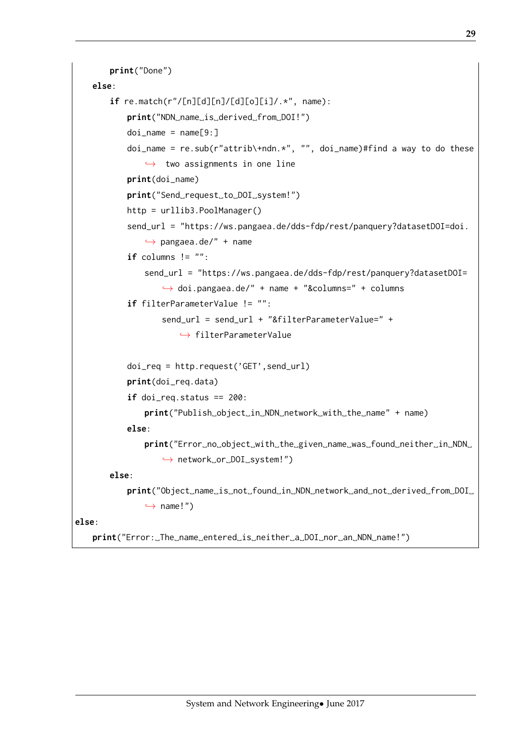```
        print("Done")
    else:
        if re.match(r"/[n][d][n]/[d][o][i]/.*", name):
            print("NDN name is derived from DOI!")
            doi_name = name[9:]
            doi_name = re.sub(r"attrib\+ndn.*", "", doi_name)#find a way to do these
                ↪ two assignments in one line
            print(doi_name)
            print("Send request to DOI system!")
            http = urllib3.PoolManager()
            send_url = "https://ws.pangaea.de/dds-fdp/rest/panquery?datasetDOI=doi.
                ↪ pangaea.de/" + name
            if columns != "":
                send_url = "https://ws.pangaea.de/dds-fdp/rest/panquery?datasetDOI=
                    ↪ doi.pangaea.de/" + name + "&columns=" + columns
            if filterParameterValue != "":
                    send_url = send_url + "&filterParameterValue=" +
                        ↪ filterParameterValue

            doi_req = http.request('GET',send_url)
            print(doi_req.data)
            if doi_req.status == 200:
                print("Publish object in NDN network with the name" + name)
            else:
                print("Error no object with the given name was found neither in NDN
                    ↪ network or DOI system!")
        else:
            print("Object name is not found in NDN network and not derived from DOI
                ↪ name!")
else:
    print("Error: The name entered is neither a DOI nor an NDN name!")
```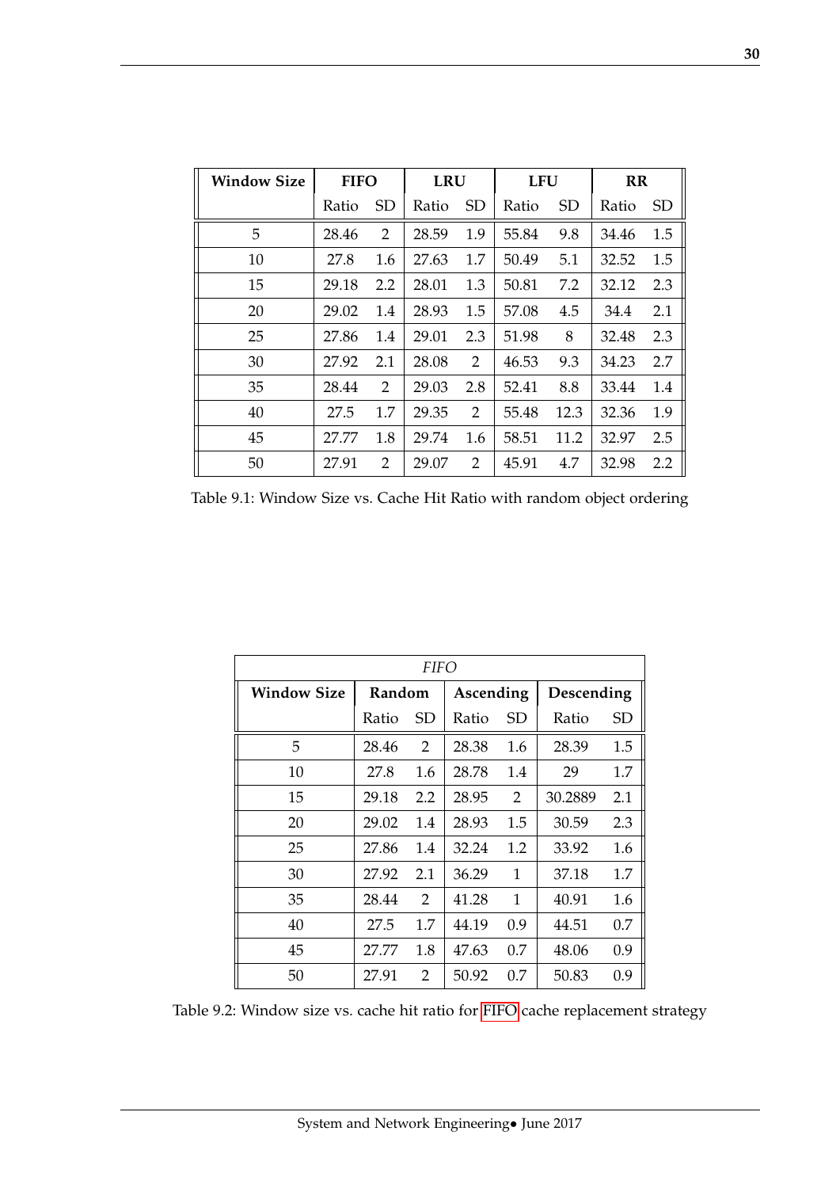| Window Size | FIFO | | LRU | | LFU | | RR | |
|---|---|---|---|---|---|---|---|---|
| | Ratio | SD | Ratio | SD | Ratio | SD | Ratio | SD |
| 5 | 28.46 | 2 | 28.59 | 1.9 | 55.84 | 9.8 | 34.46 | 1.5 |
| 10 | 27.8 | 1.6 | 27.63 | 1.7 | 50.49 | 5.1 | 32.52 | 1.5 |
| 15 | 29.18 | 2.2 | 28.01 | 1.3 | 50.81 | 7.2 | 32.12 | 2.3 |
| 20 | 29.02 | 1.4 | 28.93 | 1.5 | 57.08 | 4.5 | 34.4 | 2.1 |
| 25 | 27.86 | 1.4 | 29.01 | 2.3 | 51.98 | 8 | 32.48 | 2.3 |
| 30 | 27.92 | 2.1 | 28.08 | 2 | 46.53 | 9.3 | 34.23 | 2.7 |
| 35 | 28.44 | 2 | 29.03 | 2.8 | 52.41 | 8.8 | 33.44 | 1.4 |
| 40 | 27.5 | 1.7 | 29.35 | 2 | 55.48 | 12.3 | 32.36 | 1.9 |
| 45 | 27.77 | 1.8 | 29.74 | 1.6 | 58.51 | 11.2 | 32.97 | 2.5 |
| 50 | 27.91 | 2 | 29.07 | 2 | 45.91 | 4.7 | 32.98 | 2.2 |

Table 9.1: Window Size vs. Cache Hit Ratio with random object ordering

| *FIFO* | | | | | | |
|---|---|---|---|---|---|---|
| Window Size | Random | | Ascending | | Descending | |
| | Ratio | SD | Ratio | SD | Ratio | SD |
| 5 | 28.46 | 2 | 28.38 | 1.6 | 28.39 | 1.5 |
| 10 | 27.8 | 1.6 | 28.78 | 1.4 | 29 | 1.7 |
| 15 | 29.18 | 2.2 | 28.95 | 2 | 30.2889 | 2.1 |
| 20 | 29.02 | 1.4 | 28.93 | 1.5 | 30.59 | 2.3 |
| 25 | 27.86 | 1.4 | 32.24 | 1.2 | 33.92 | 1.6 |
| 30 | 27.92 | 2.1 | 36.29 | 1 | 37.18 | 1.7 |
| 35 | 28.44 | 2 | 41.28 | 1 | 40.91 | 1.6 |
| 40 | 27.5 | 1.7 | 44.19 | 0.9 | 44.51 | 0.7 |
| 45 | 27.77 | 1.8 | 47.63 | 0.7 | 48.06 | 0.9 |
| 50 | 27.91 | 2 | 50.92 | 0.7 | 50.83 | 0.9 |

Table 9.2: Window size vs. cache hit ratio for FIFO cache replacement strategy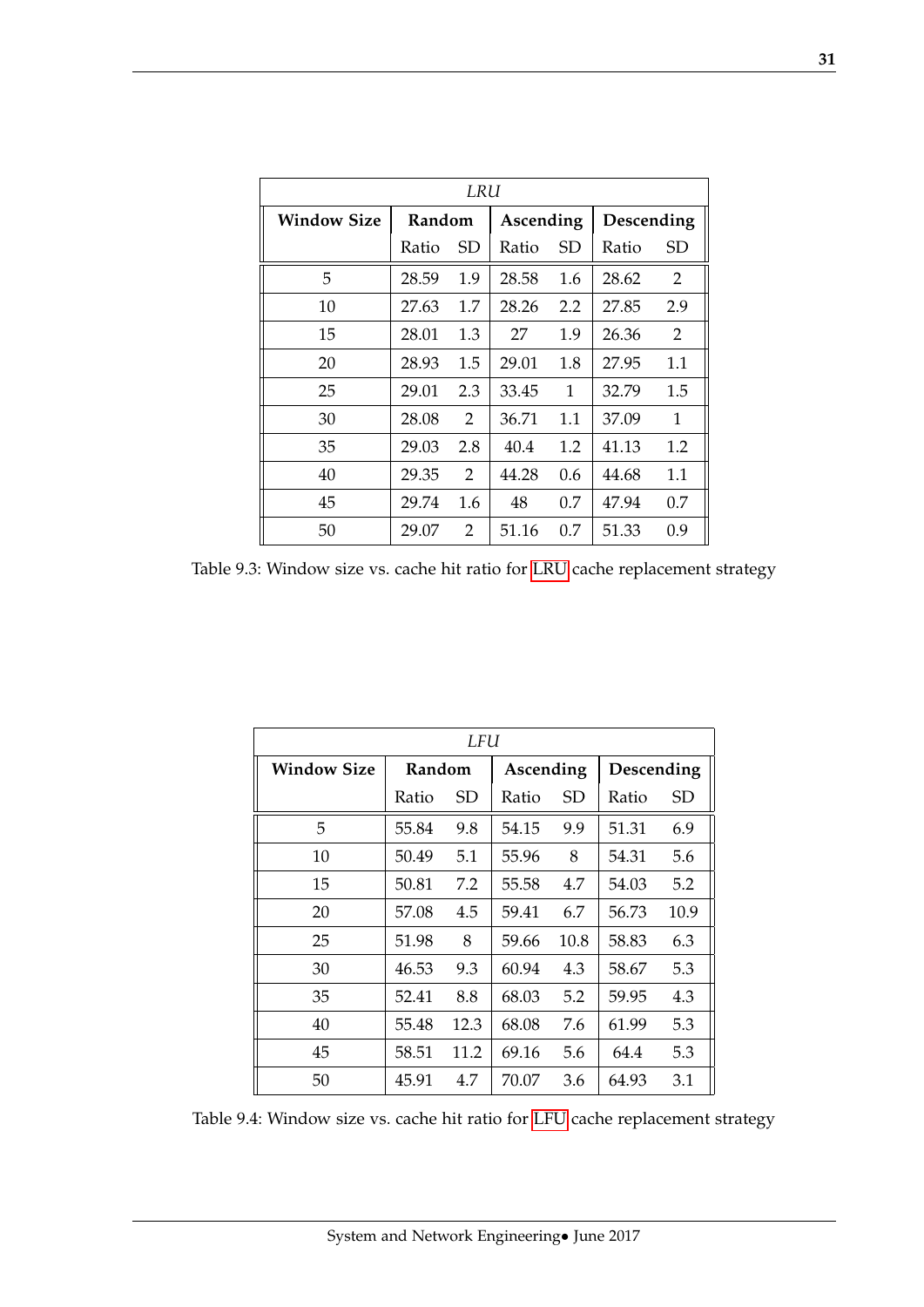| *LRU* | | | | | | |
|---|---|---|---|---|---|---|
| **Window Size** | **Random** | | **Ascending** | | **Descending** | |
| | Ratio | SD | Ratio | SD | Ratio | SD |
| 5 | 28.59 | 1.9 | 28.58 | 1.6 | 28.62 | 2 |
| 10 | 27.63 | 1.7 | 28.26 | 2.2 | 27.85 | 2.9 |
| 15 | 28.01 | 1.3 | 27 | 1.9 | 26.36 | 2 |
| 20 | 28.93 | 1.5 | 29.01 | 1.8 | 27.95 | 1.1 |
| 25 | 29.01 | 2.3 | 33.45 | 1 | 32.79 | 1.5 |
| 30 | 28.08 | 2 | 36.71 | 1.1 | 37.09 | 1 |
| 35 | 29.03 | 2.8 | 40.4 | 1.2 | 41.13 | 1.2 |
| 40 | 29.35 | 2 | 44.28 | 0.6 | 44.68 | 1.1 |
| 45 | 29.74 | 1.6 | 48 | 0.7 | 47.94 | 0.7 |
| 50 | 29.07 | 2 | 51.16 | 0.7 | 51.33 | 0.9 |

Table 9.3: Window size vs. cache hit ratio for LRU cache replacement strategy

| *LFU* | | | | | | |
|---|---|---|---|---|---|---|
| **Window Size** | **Random** | | **Ascending** | | **Descending** | |
| | Ratio | SD | Ratio | SD | Ratio | SD |
| 5 | 55.84 | 9.8 | 54.15 | 9.9 | 51.31 | 6.9 |
| 10 | 50.49 | 5.1 | 55.96 | 8 | 54.31 | 5.6 |
| 15 | 50.81 | 7.2 | 55.58 | 4.7 | 54.03 | 5.2 |
| 20 | 57.08 | 4.5 | 59.41 | 6.7 | 56.73 | 10.9 |
| 25 | 51.98 | 8 | 59.66 | 10.8 | 58.83 | 6.3 |
| 30 | 46.53 | 9.3 | 60.94 | 4.3 | 58.67 | 5.3 |
| 35 | 52.41 | 8.8 | 68.03 | 5.2 | 59.95 | 4.3 |
| 40 | 55.48 | 12.3 | 68.08 | 7.6 | 61.99 | 5.3 |
| 45 | 58.51 | 11.2 | 69.16 | 5.6 | 64.4 | 5.3 |
| 50 | 45.91 | 4.7 | 70.07 | 3.6 | 64.93 | 3.1 |

Table 9.4: Window size vs. cache hit ratio for LFU cache replacement strategy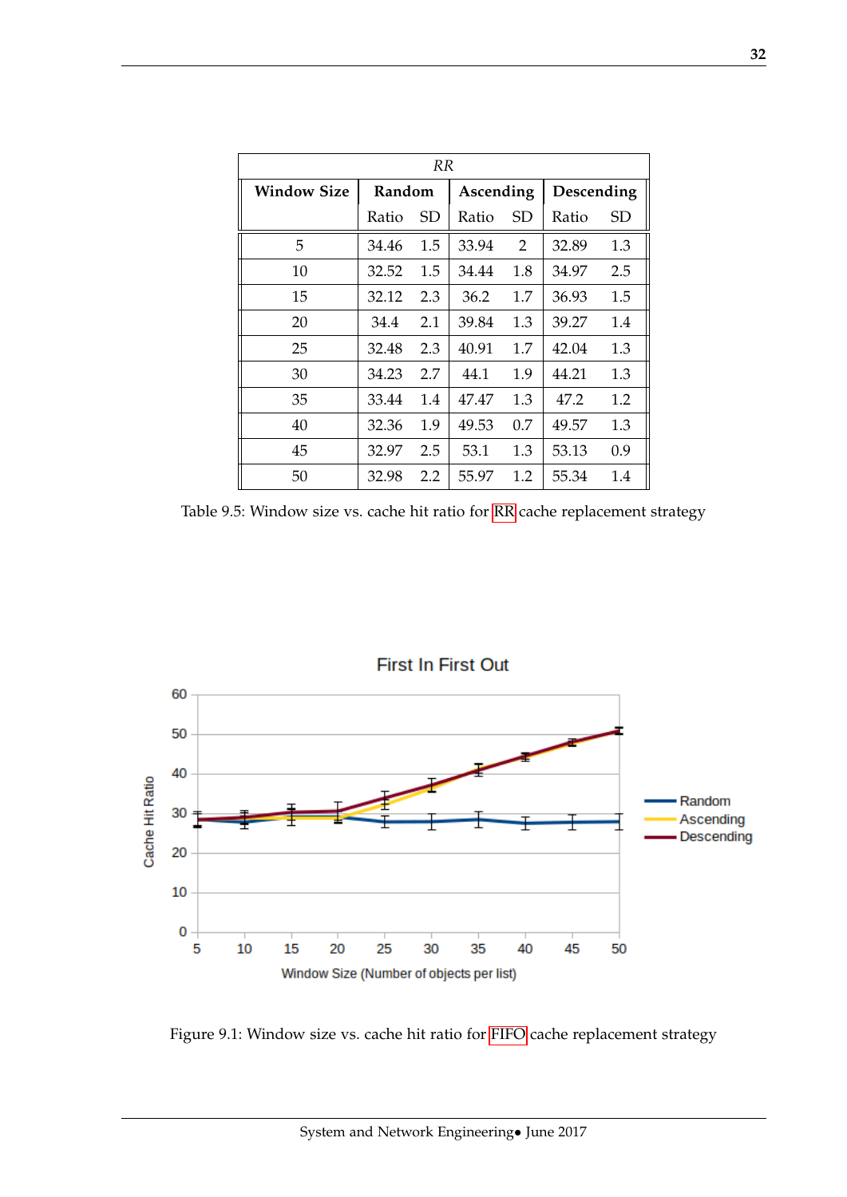| *RR* | | | | | | |
|---|---|---|---|---|---|---|
| **Window Size** | **Random** | | **Ascending** | | **Descending** | |
| | Ratio | SD | Ratio | SD | Ratio | SD |
| 5 | 34.46 | 1.5 | 33.94 | 2 | 32.89 | 1.3 |
| 10 | 32.52 | 1.5 | 34.44 | 1.8 | 34.97 | 2.5 |
| 15 | 32.12 | 2.3 | 36.2 | 1.7 | 36.93 | 1.5 |
| 20 | 34.4 | 2.1 | 39.84 | 1.3 | 39.27 | 1.4 |
| 25 | 32.48 | 2.3 | 40.91 | 1.7 | 42.04 | 1.3 |
| 30 | 34.23 | 2.7 | 44.1 | 1.9 | 44.21 | 1.3 |
| 35 | 33.44 | 1.4 | 47.47 | 1.3 | 47.2 | 1.2 |
| 40 | 32.36 | 1.9 | 49.53 | 0.7 | 49.57 | 1.3 |
| 45 | 32.97 | 2.5 | 53.1 | 1.3 | 53.13 | 0.9 |
| 50 | 32.98 | 2.2 | 55.97 | 1.2 | 55.34 | 1.4 |

Table 9.5: Window size vs. cache hit ratio for RR cache replacement strategy

Figure 9.1: Window size vs. cache hit ratio for FIFO cache replacement strategy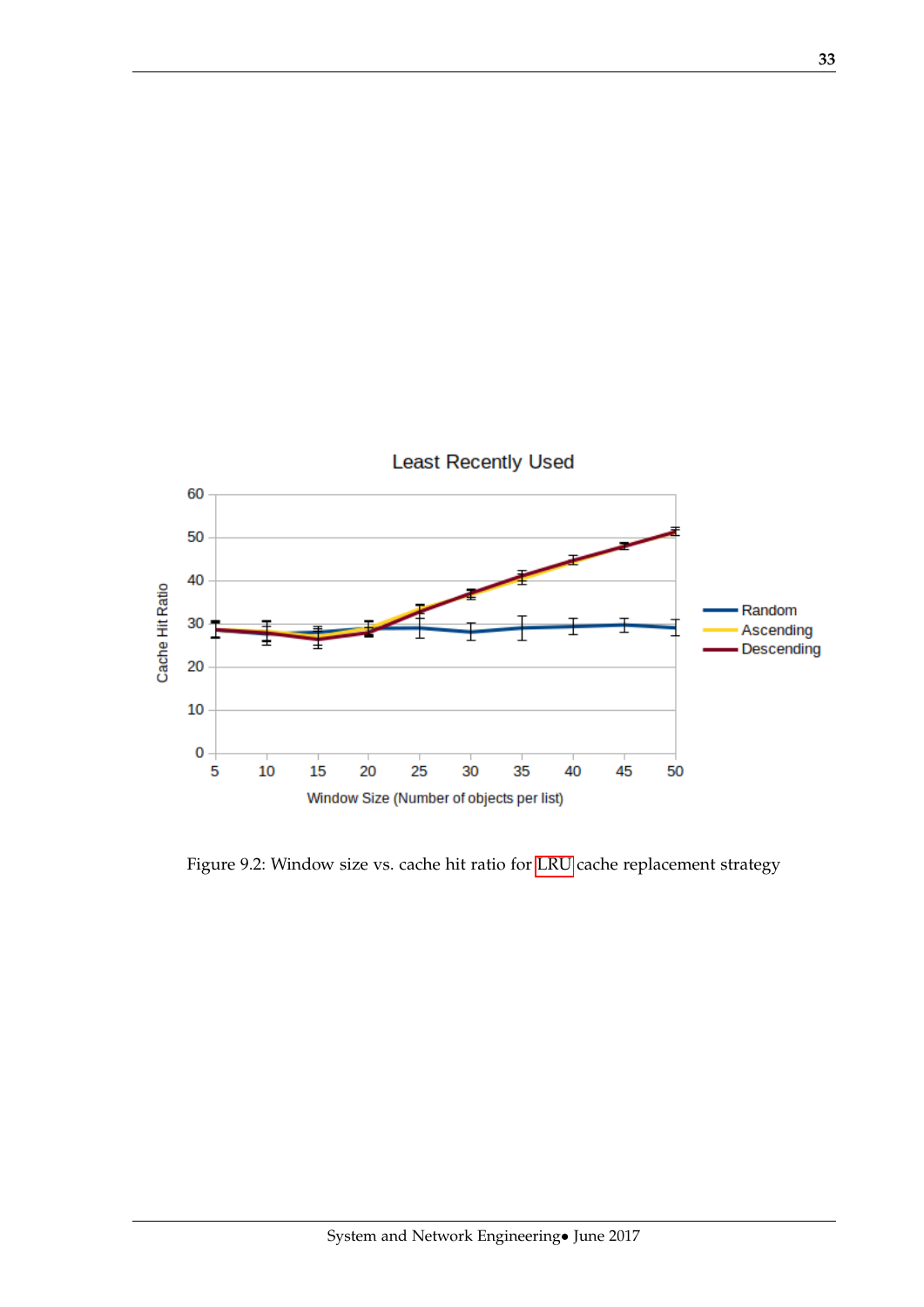Figure 9.2: Window size vs. cache hit ratio for LRU cache replacement strategy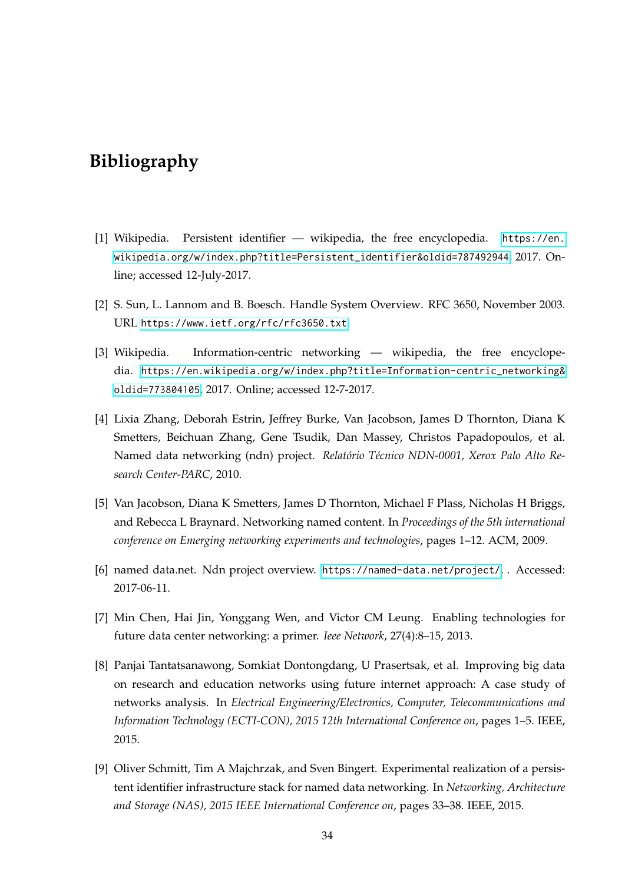# Bibliography

[1] Wikipedia. Persistent identifier — wikipedia, the free encyclopedia. https://en.wikipedia.org/w/index.php?title=Persistent_identifier&oldid=787492944, 2017. Online; accessed 12-July-2017.

[2] S. Sun, L. Lannom and B. Boesch. Handle System Overview. RFC 3650, November 2003. URL https://www.ietf.org/rfc/rfc3650.txt.

[3] Wikipedia. Information-centric networking — wikipedia, the free encyclopedia. https://en.wikipedia.org/w/index.php?title=Information-centric_networking&oldid=773804105, 2017. Online; accessed 12-7-2017.

[4] Lixia Zhang, Deborah Estrin, Jeffrey Burke, Van Jacobson, James D Thornton, Diana K Smetters, Beichuan Zhang, Gene Tsudik, Dan Massey, Christos Papadopoulos, et al. Named data networking (ndn) project. *Relatório Técnico NDN-0001, Xerox Palo Alto Research Center-PARC*, 2010.

[5] Van Jacobson, Diana K Smetters, James D Thornton, Michael F Plass, Nicholas H Briggs, and Rebecca L Braynard. Networking named content. In *Proceedings of the 5th international conference on Emerging networking experiments and technologies*, pages 1–12. ACM, 2009.

[6] named data.net. Ndn project overview. https://named-data.net/project/. . Accessed: 2017-06-11.

[7] Min Chen, Hai Jin, Yonggang Wen, and Victor CM Leung. Enabling technologies for future data center networking: a primer. *Ieee Network*, 27(4):8–15, 2013.

[8] Panjai Tantatsanawong, Somkiat Dontongdang, U Prasertsak, et al. Improving big data on research and education networks using future internet approach: A case study of networks analysis. In *Electrical Engineering/Electronics, Computer, Telecommunications and Information Technology (ECTI-CON), 2015 12th International Conference on*, pages 1–5. IEEE, 2015.

[9] Oliver Schmitt, Tim A Majchrzak, and Sven Bingert. Experimental realization of a persistent identifier infrastructure stack for named data networking. In *Networking, Architecture and Storage (NAS), 2015 IEEE International Conference on*, pages 33–38. IEEE, 2015.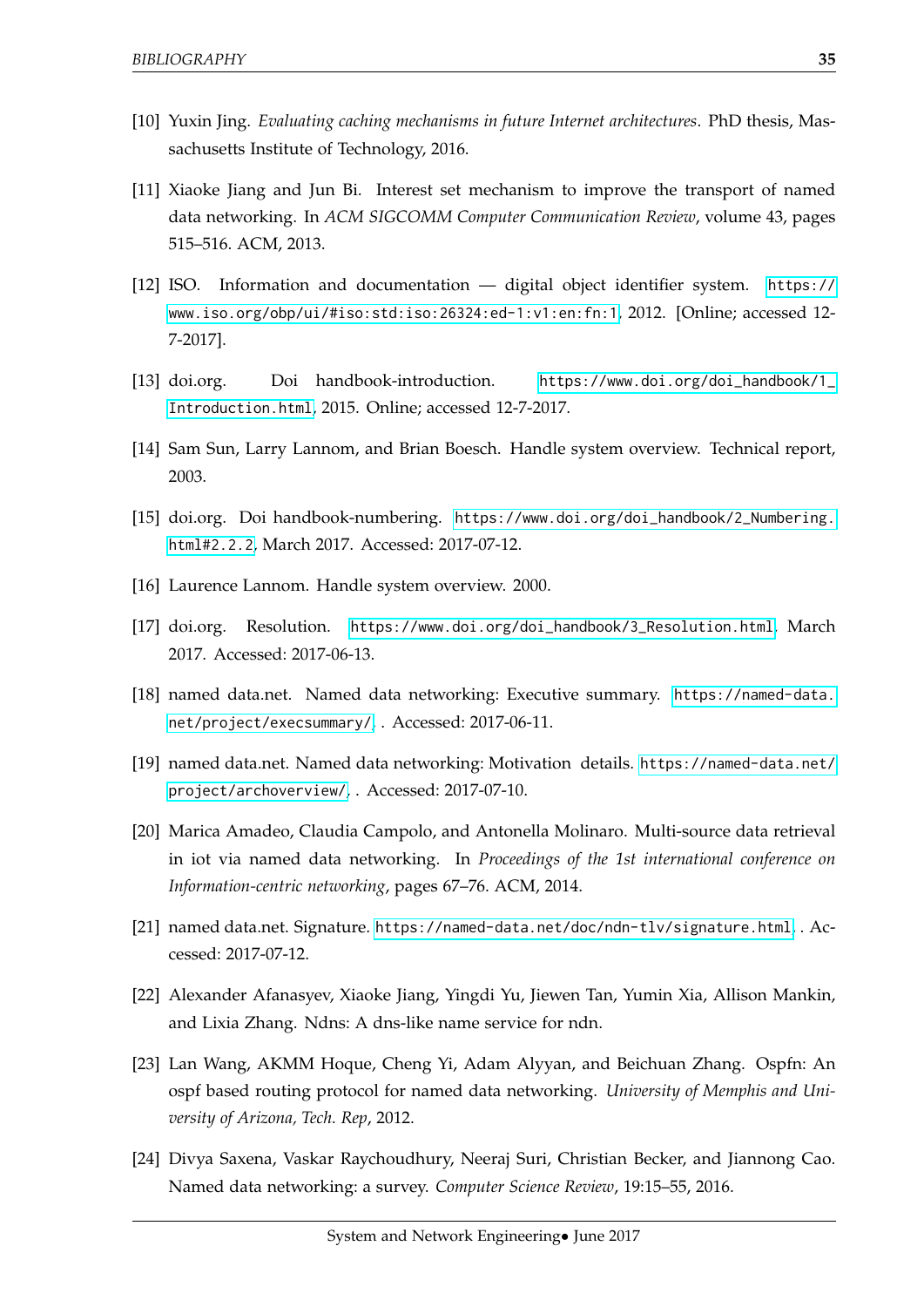[10] Yuxin Jing. *Evaluating caching mechanisms in future Internet architectures*. PhD thesis, Massachusetts Institute of Technology, 2016.

[11] Xiaoke Jiang and Jun Bi. Interest set mechanism to improve the transport of named data networking. In *ACM SIGCOMM Computer Communication Review*, volume 43, pages 515–516. ACM, 2013.

[12] ISO. Information and documentation — digital object identifier system. https://www.iso.org/obp/ui/#iso:std:iso:26324:ed-1:v1:en:fn:1, 2012. [Online; accessed 12-7-2017].

[13] doi.org. Doi handbook-introduction. https://www.doi.org/doi_handbook/1_Introduction.html, 2015. Online; accessed 12-7-2017.

[14] Sam Sun, Larry Lannom, and Brian Boesch. Handle system overview. Technical report, 2003.

[15] doi.org. Doi handbook-numbering. https://www.doi.org/doi_handbook/2_Numbering.html#2.2.2, March 2017. Accessed: 2017-07-12.

[16] Laurence Lannom. Handle system overview. 2000.

[17] doi.org. Resolution. https://www.doi.org/doi_handbook/3_Resolution.html, March 2017. Accessed: 2017-06-13.

[18] named data.net. Named data networking: Executive summary. https://named-data.net/project/execsummary/. . Accessed: 2017-06-11.

[19] named data.net. Named data networking: Motivation details. https://named-data.net/project/archoverview/. . Accessed: 2017-07-10.

[20] Marica Amadeo, Claudia Campolo, and Antonella Molinaro. Multi-source data retrieval in iot via named data networking. In *Proceedings of the 1st international conference on Information-centric networking*, pages 67–76. ACM, 2014.

[21] named data.net. Signature. https://named-data.net/doc/ndn-tlv/signature.html. . Accessed: 2017-07-12.

[22] Alexander Afanasyev, Xiaoke Jiang, Yingdi Yu, Jiewen Tan, Yumin Xia, Allison Mankin, and Lixia Zhang. Ndns: A dns-like name service for ndn.

[23] Lan Wang, AKMM Hoque, Cheng Yi, Adam Alyyan, and Beichuan Zhang. Ospfn: An ospf based routing protocol for named data networking. *University of Memphis and University of Arizona, Tech. Rep*, 2012.

[24] Divya Saxena, Vaskar Raychoudhury, Neeraj Suri, Christian Becker, and Jiannong Cao. Named data networking: a survey. *Computer Science Review*, 19:15–55, 2016.